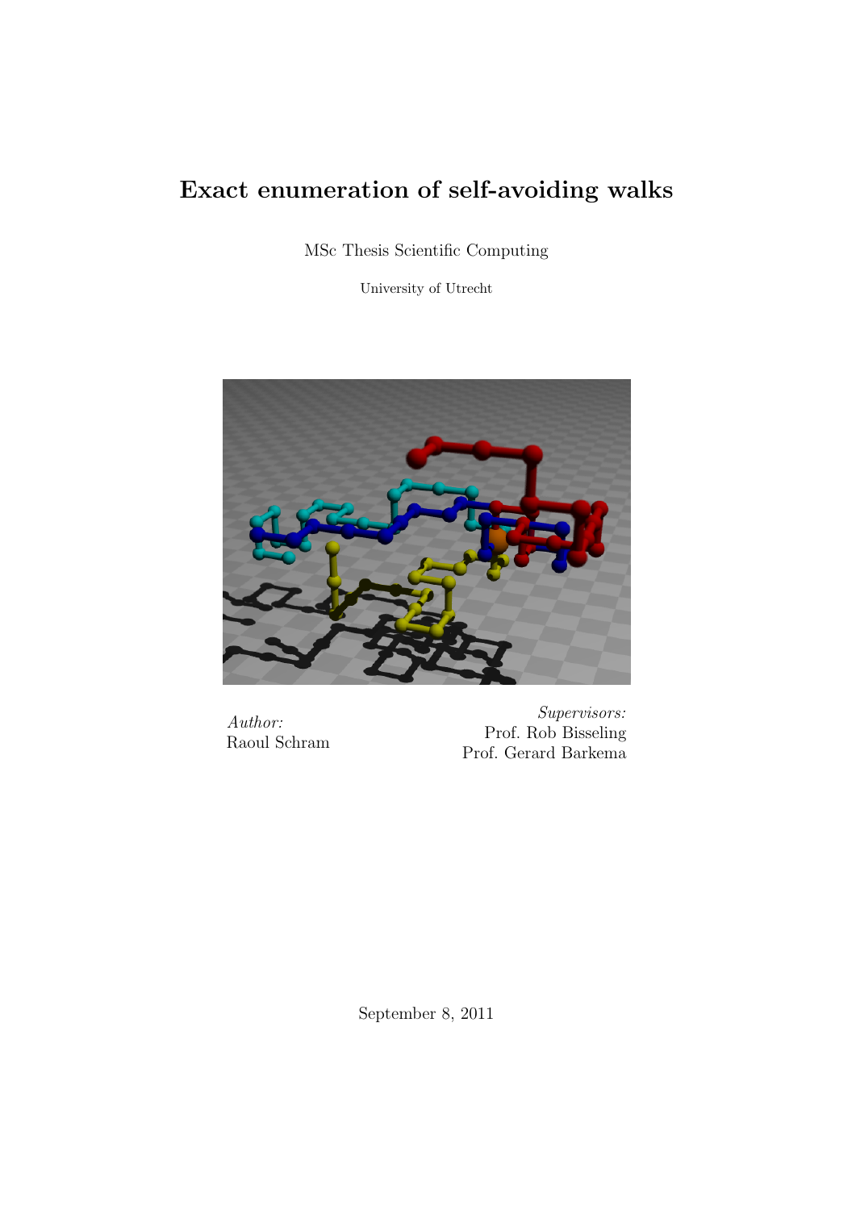# Exact enumeration of self-avoiding walks

MSc Thesis Scientific Computing

University of Utrecht

*Author:*
Raoul Schram

*Supervisors:*
Prof. Rob Bisseling
Prof. Gerard Barkema

September 8, 2011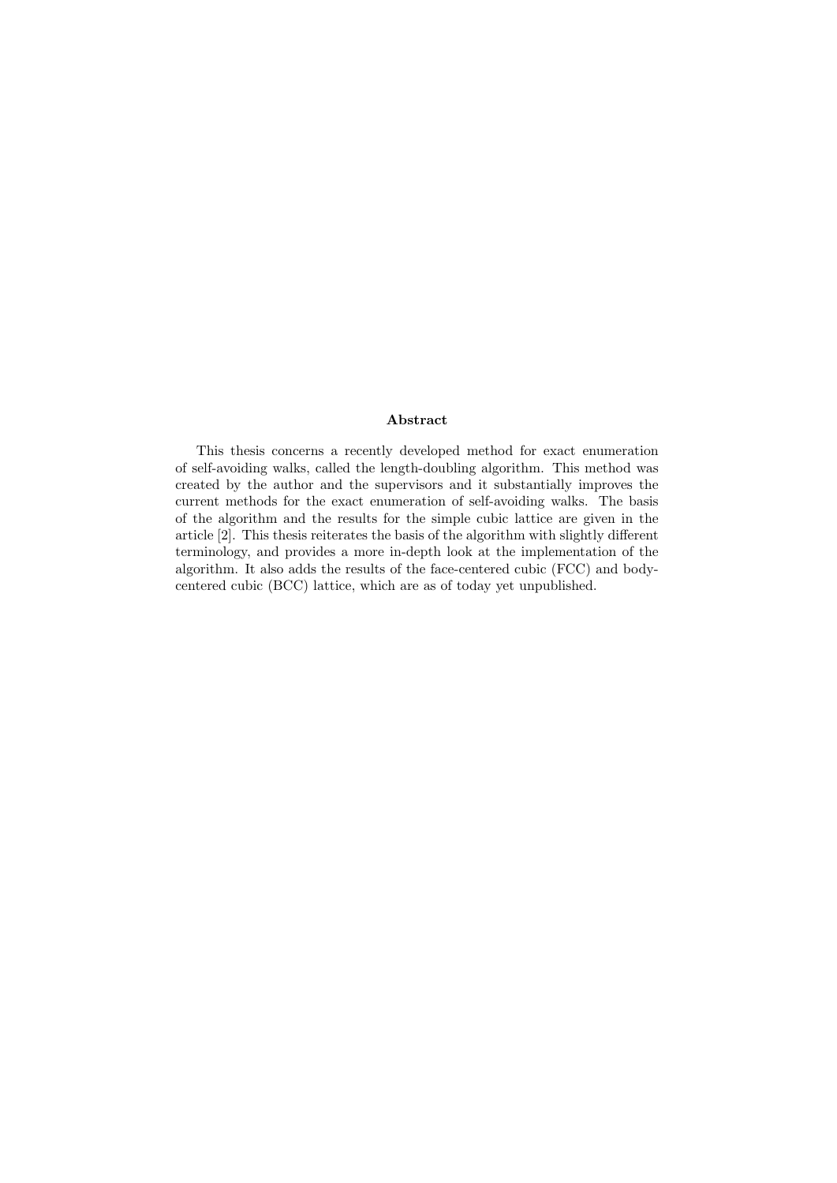**Abstract**

This thesis concerns a recently developed method for exact enumeration of self-avoiding walks, called the length-doubling algorithm. This method was created by the author and the supervisors and it substantially improves the current methods for the exact enumeration of self-avoiding walks. The basis of the algorithm and the results for the simple cubic lattice are given in the article [2]. This thesis reiterates the basis of the algorithm with slightly different terminology, and provides a more in-depth look at the implementation of the algorithm. It also adds the results of the face-centered cubic (FCC) and body-centered cubic (BCC) lattice, which are as of today yet unpublished.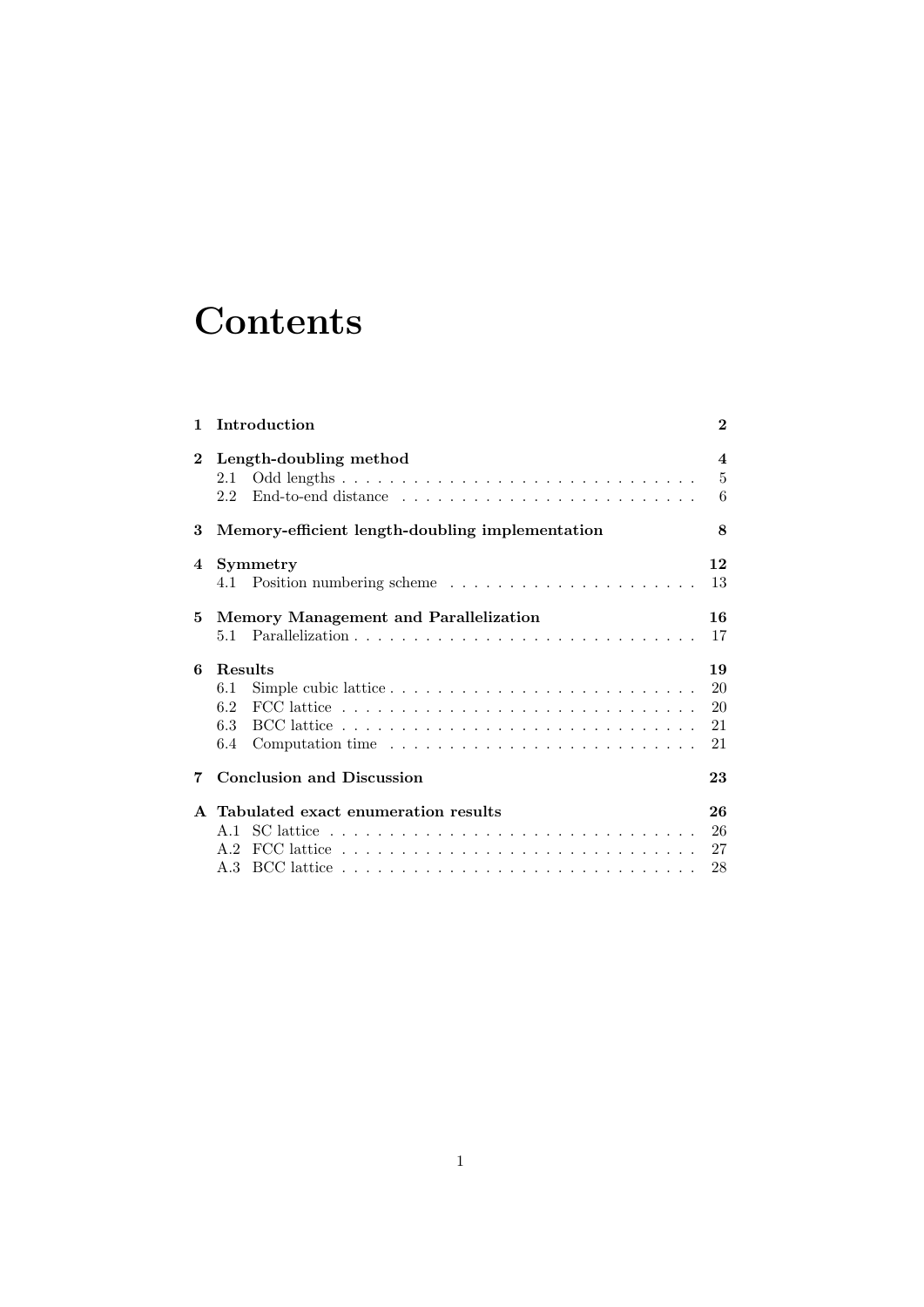# Contents

**1 Introduction** **2**

**2 Length-doubling method** **4**
- 2.1 Odd lengths . . . . . . . . . . . . . . . . . . . . . . . . . . . . . . 5
- 2.2 End-to-end distance . . . . . . . . . . . . . . . . . . . . . . . . . 6

**3 Memory-efficient length-doubling implementation** **8**

**4 Symmetry** **12**
- 4.1 Position numbering scheme . . . . . . . . . . . . . . . . . . . . . 13

**5 Memory Management and Parallelization** **16**
- 5.1 Parallelization . . . . . . . . . . . . . . . . . . . . . . . . . . . . . 17

**6 Results** **19**
- 6.1 Simple cubic lattice . . . . . . . . . . . . . . . . . . . . . . . . . . 20
- 6.2 FCC lattice . . . . . . . . . . . . . . . . . . . . . . . . . . . . . . 20
- 6.3 BCC lattice . . . . . . . . . . . . . . . . . . . . . . . . . . . . . . 21
- 6.4 Computation time . . . . . . . . . . . . . . . . . . . . . . . . . . 21

**7 Conclusion and Discussion** **23**

**A Tabulated exact enumeration results** **26**
- A.1 SC lattice . . . . . . . . . . . . . . . . . . . . . . . . . . . . . . . 26
- A.2 FCC lattice . . . . . . . . . . . . . . . . . . . . . . . . . . . . . . 27
- A.3 BCC lattice . . . . . . . . . . . . . . . . . . . . . . . . . . . . . . 28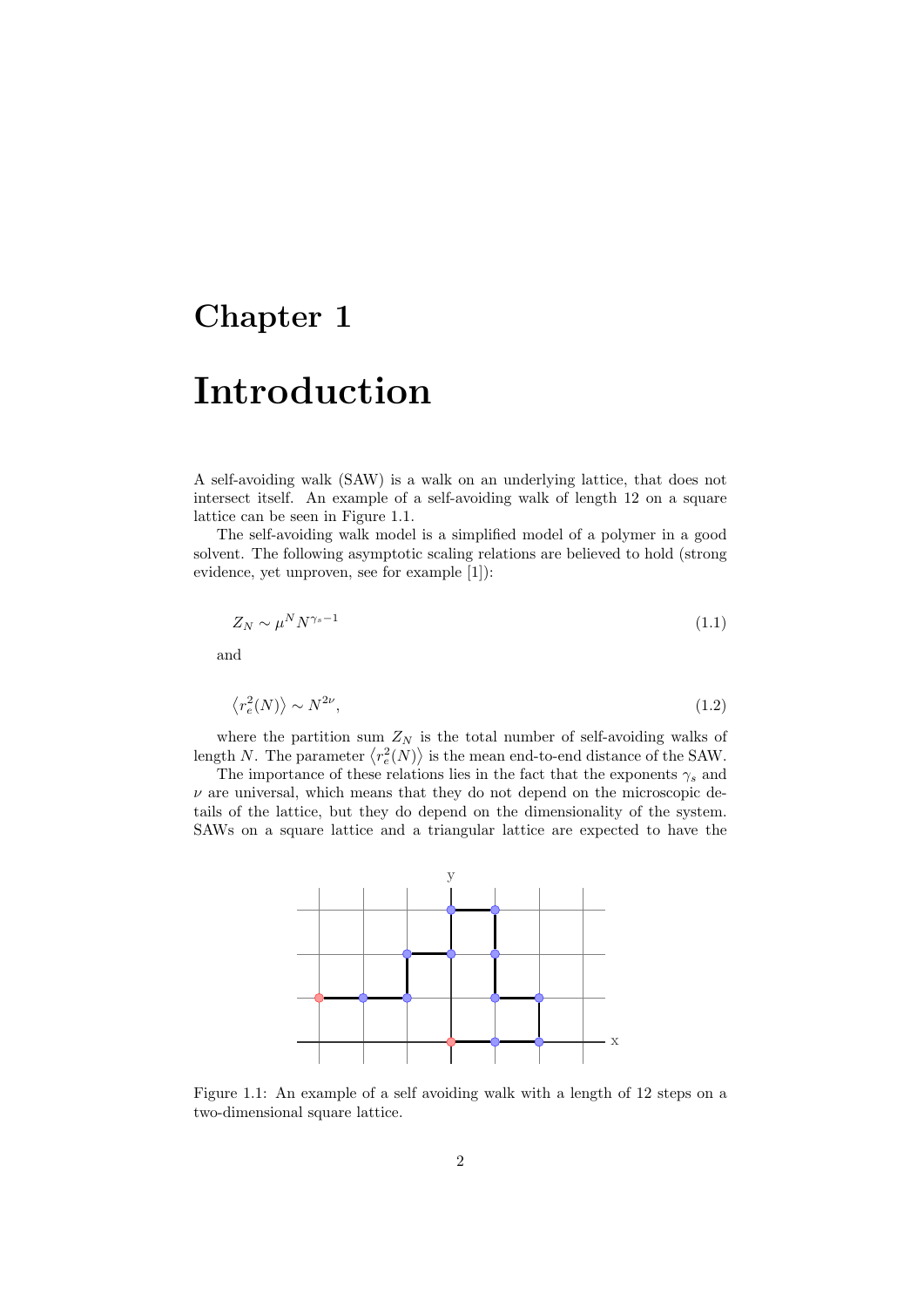# Chapter 1

# Introduction

A self-avoiding walk (SAW) is a walk on an underlying lattice, that does not intersect itself. An example of a self-avoiding walk of length 12 on a square lattice can be seen in Figure 1.1.

The self-avoiding walk model is a simplified model of a polymer in a good solvent. The following asymptotic scaling relations are believed to hold (strong evidence, yet unproven, see for example [1]):

$$Z_N \sim \mu^N N^{\gamma_s - 1} \tag{1.1}$$

and

$$\left\langle r_e^2(N) \right\rangle \sim N^{2\nu}, \tag{1.2}$$

where the partition sum $Z_N$ is the total number of self-avoiding walks of length $N$. The parameter $\left\langle r_e^2(N) \right\rangle$ is the mean end-to-end distance of the SAW.

The importance of these relations lies in the fact that the exponents $\gamma_s$ and $\nu$ are universal, which means that they do not depend on the microscopic details of the lattice, but they do depend on the dimensionality of the system. SAWs on a square lattice and a triangular lattice are expected to have the

Figure 1.1: An example of a self avoiding walk with a length of 12 steps on a two-dimensional square lattice.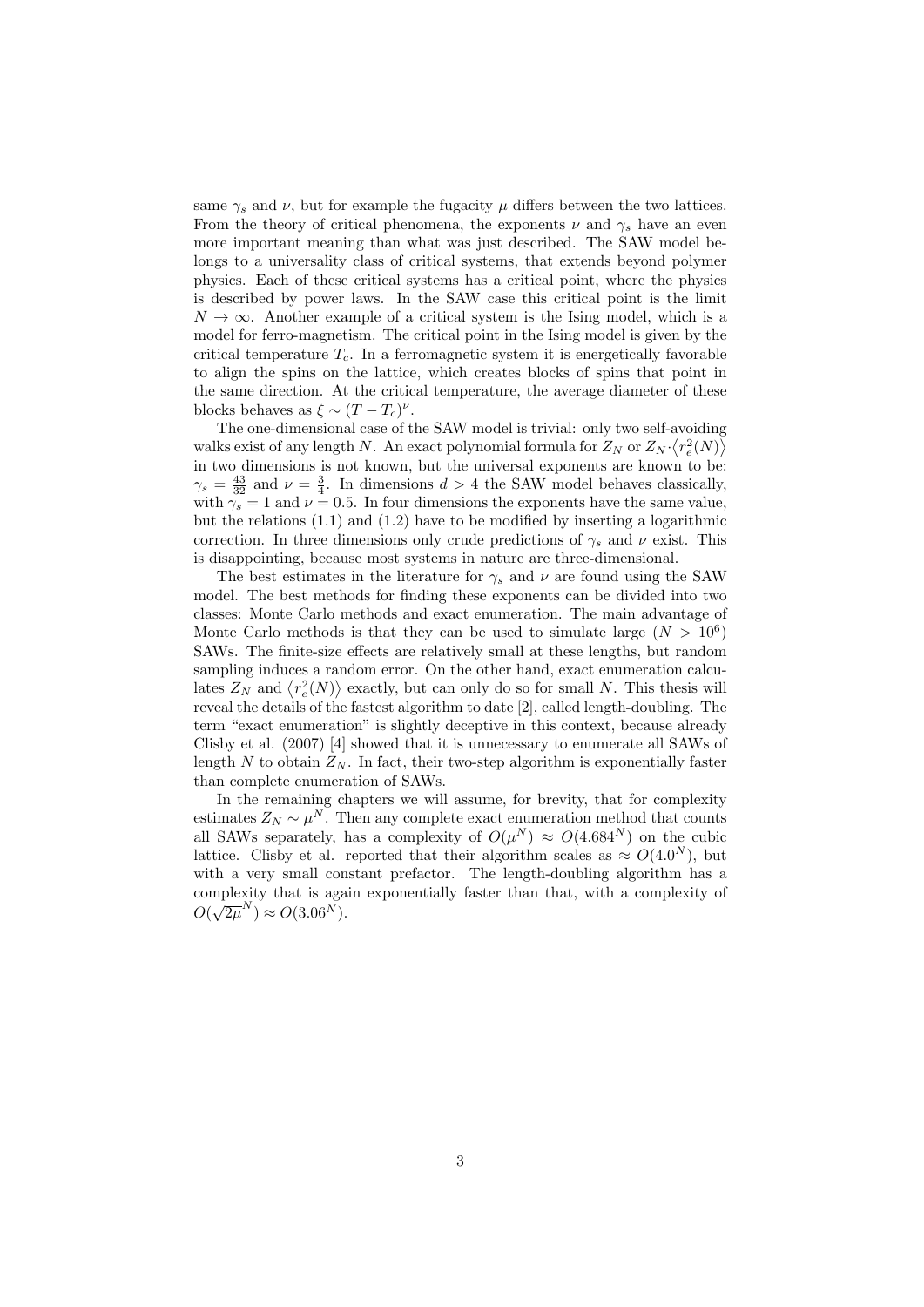same $\gamma_s$ and $\nu$, but for example the fugacity $\mu$ differs between the two lattices. From the theory of critical phenomena, the exponents $\nu$ and $\gamma_s$ have an even more important meaning than what was just described. The SAW model belongs to a universality class of critical systems, that extends beyond polymer physics. Each of these critical systems has a critical point, where the physics is described by power laws. In the SAW case this critical point is the limit $N \to \infty$. Another example of a critical system is the Ising model, which is a model for ferro-magnetism. The critical point in the Ising model is given by the critical temperature $T_c$. In a ferromagnetic system it is energetically favorable to align the spins on the lattice, which creates blocks of spins that point in the same direction. At the critical temperature, the average diameter of these blocks behaves as $\xi \sim (T - T_c)^{\nu}$.

The one-dimensional case of the SAW model is trivial: only two self-avoiding walks exist of any length $N$. An exact polynomial formula for $Z_N$ or $Z_N \cdot \langle r_e^2(N) \rangle$ in two dimensions is not known, but the universal exponents are known to be: $\gamma_s = \frac{43}{32}$ and $\nu = \frac{3}{4}$. In dimensions $d > 4$ the SAW model behaves classically, with $\gamma_s = 1$ and $\nu = 0.5$. In four dimensions the exponents have the same value, but the relations (1.1) and (1.2) have to be modified by inserting a logarithmic correction. In three dimensions only crude predictions of $\gamma_s$ and $\nu$ exist. This is disappointing, because most systems in nature are three-dimensional.

The best estimates in the literature for $\gamma_s$ and $\nu$ are found using the SAW model. The best methods for finding these exponents can be divided into two classes: Monte Carlo methods and exact enumeration. The main advantage of Monte Carlo methods is that they can be used to simulate large ($N > 10^6$) SAWs. The finite-size effects are relatively small at these lengths, but random sampling induces a random error. On the other hand, exact enumeration calculates $Z_N$ and $\langle r_e^2(N) \rangle$ exactly, but can only do so for small $N$. This thesis will reveal the details of the fastest algorithm to date [2], called length-doubling. The term "exact enumeration" is slightly deceptive in this context, because already Clisby et al. (2007) [4] showed that it is unnecessary to enumerate all SAWs of length $N$ to obtain $Z_N$. In fact, their two-step algorithm is exponentially faster than complete enumeration of SAWs.

In the remaining chapters we will assume, for brevity, that for complexity estimates $Z_N \sim \mu^N$. Then any complete exact enumeration method that counts all SAWs separately, has a complexity of $O(\mu^N) \approx O(4.684^N)$ on the cubic lattice. Clisby et al. reported that their algorithm scales as $\approx O(4.0^N)$, but with a very small constant prefactor. The length-doubling algorithm has a complexity that is again exponentially faster than that, with a complexity of $O(\sqrt{2\mu}^N) \approx O(3.06^N)$.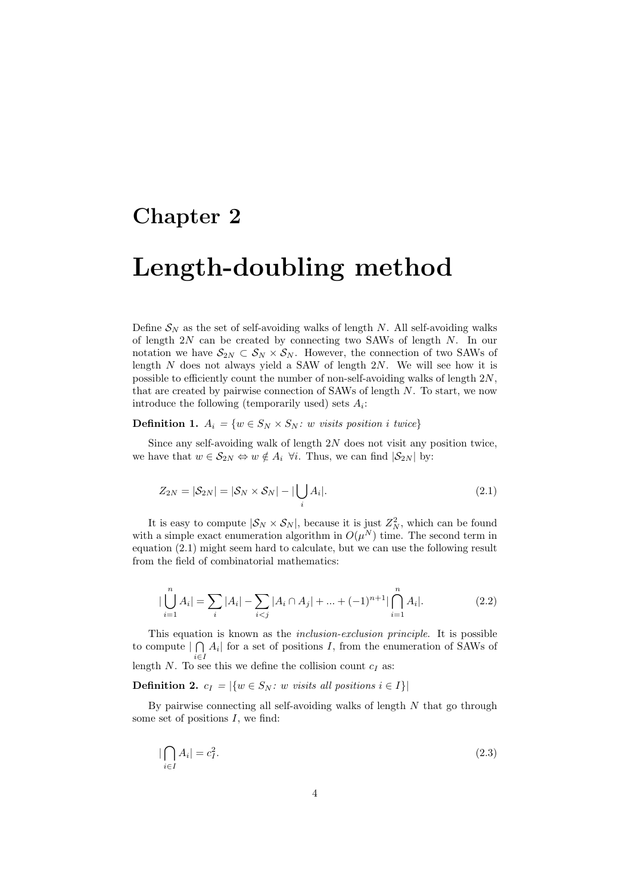# Chapter 2

# Length-doubling method

Define $\mathcal{S}_N$ as the set of self-avoiding walks of length $N$. All self-avoiding walks of length $2N$ can be created by connecting two SAWs of length $N$. In our notation we have $\mathcal{S}_{2N} \subset \mathcal{S}_N \times \mathcal{S}_N$. However, the connection of two SAWs of length $N$ does not always yield a SAW of length $2N$. We will see how it is possible to efficiently count the number of non-self-avoiding walks of length $2N$, that are created by pairwise connection of SAWs of length $N$. To start, we now introduce the following (temporarily used) sets $A_i$:

**Definition 1.** $A_i = \{w \in S_N \times S_N$*: w visits position i twice*$\}$

Since any self-avoiding walk of length $2N$ does not visit any position twice, we have that $w \in \mathcal{S}_{2N} \Leftrightarrow w \notin A_i \;\; \forall i$. Thus, we can find $|\mathcal{S}_{2N}|$ by:

$$Z_{2N} = |\mathcal{S}_{2N}| = |\mathcal{S}_N \times \mathcal{S}_N| - |\bigcup_i A_i|. \tag{2.1}$$

It is easy to compute $|\mathcal{S}_N \times \mathcal{S}_N|$, because it is just $Z_N^2$, which can be found with a simple exact enumeration algorithm in $O(\mu^N)$ time. The second term in equation (2.1) might seem hard to calculate, but we can use the following result from the field of combinatorial mathematics:

$$|\bigcup_{i=1}^{n} A_i| = \sum_i |A_i| - \sum_{i<j} |A_i \cap A_j| + ... + (-1)^{n+1} |\bigcap_{i=1}^{n} A_i|. \tag{2.2}$$

This equation is known as the *inclusion-exclusion principle*. It is possible to compute $|\bigcap_{i \in I} A_i|$ for a set of positions $I$, from the enumeration of SAWs of length $N$. To see this we define the collision count $c_I$ as:

**Definition 2.** $c_I = |\{w \in S_N$*: w visits all positions* $i \in I\}|$

By pairwise connecting all self-avoiding walks of length $N$ that go through some set of positions $I$, we find:

$$|\bigcap_{i \in I} A_i| = c_I^2. \tag{2.3}$$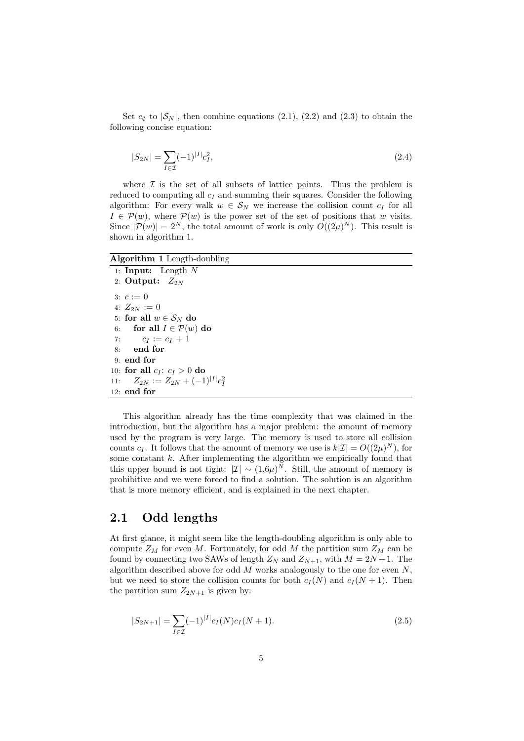Set $c_\emptyset$ to $|\mathcal{S}_N|$, then combine equations (2.1), (2.2) and (2.3) to obtain the following concise equation:

$$|S_{2N}| = \sum_{I \in \mathcal{I}} (-1)^{|I|} c_I^2, \tag{2.4}$$

where $\mathcal{I}$ is the set of all subsets of lattice points. Thus the problem is reduced to computing all $c_I$ and summing their squares. Consider the following algorithm: For every walk $w \in \mathcal{S}_N$ we increase the collision count $c_I$ for all $I \in \mathcal{P}(w)$, where $\mathcal{P}(w)$ is the power set of the set of positions that $w$ visits. Since $|\mathcal{P}(w)| = 2^N$, the total amount of work is only $O((2\mu)^N)$. This result is shown in algorithm 1.

**Algorithm 1** Length-doubling

```
1:  Input:  Length N
2:  Output:  Z_2N
3:  c := 0
4:  Z_2N := 0
5:  for all w ∈ S_N do
6:      for all I ∈ P(w) do
7:          c_I := c_I + 1
8:      end for
9:  end for
10: for all c_I: c_I > 0 do
11:     Z_2N := Z_2N + (-1)^|I| c_I^2
12: end for
```

This algorithm already has the time complexity that was claimed in the introduction, but the algorithm has a major problem: the amount of memory used by the program is very large. The memory is used to store all collision counts $c_I$. It follows that the amount of memory we use is $k|\mathcal{I}| = O((2\mu)^N)$, for some constant $k$. After implementing the algorithm we empirically found that this upper bound is not tight: $|\mathcal{I}| \sim (1.6\mu)^N$. Still, the amount of memory is prohibitive and we were forced to find a solution. The solution is an algorithm that is more memory efficient, and is explained in the next chapter.

## 2.1 Odd lengths

At first glance, it might seem like the length-doubling algorithm is only able to compute $Z_M$ for even $M$. Fortunately, for odd $M$ the partition sum $Z_M$ can be found by connecting two SAWs of length $Z_N$ and $Z_{N+1}$, with $M = 2N+1$. The algorithm described above for odd $M$ works analogously to the one for even $N$, but we need to store the collision counts for both $c_I(N)$ and $c_I(N+1)$. Then the partition sum $Z_{2N+1}$ is given by:

$$|S_{2N+1}| = \sum_{I \in \mathcal{I}} (-1)^{|I|} c_I(N) c_I(N+1). \tag{2.5}$$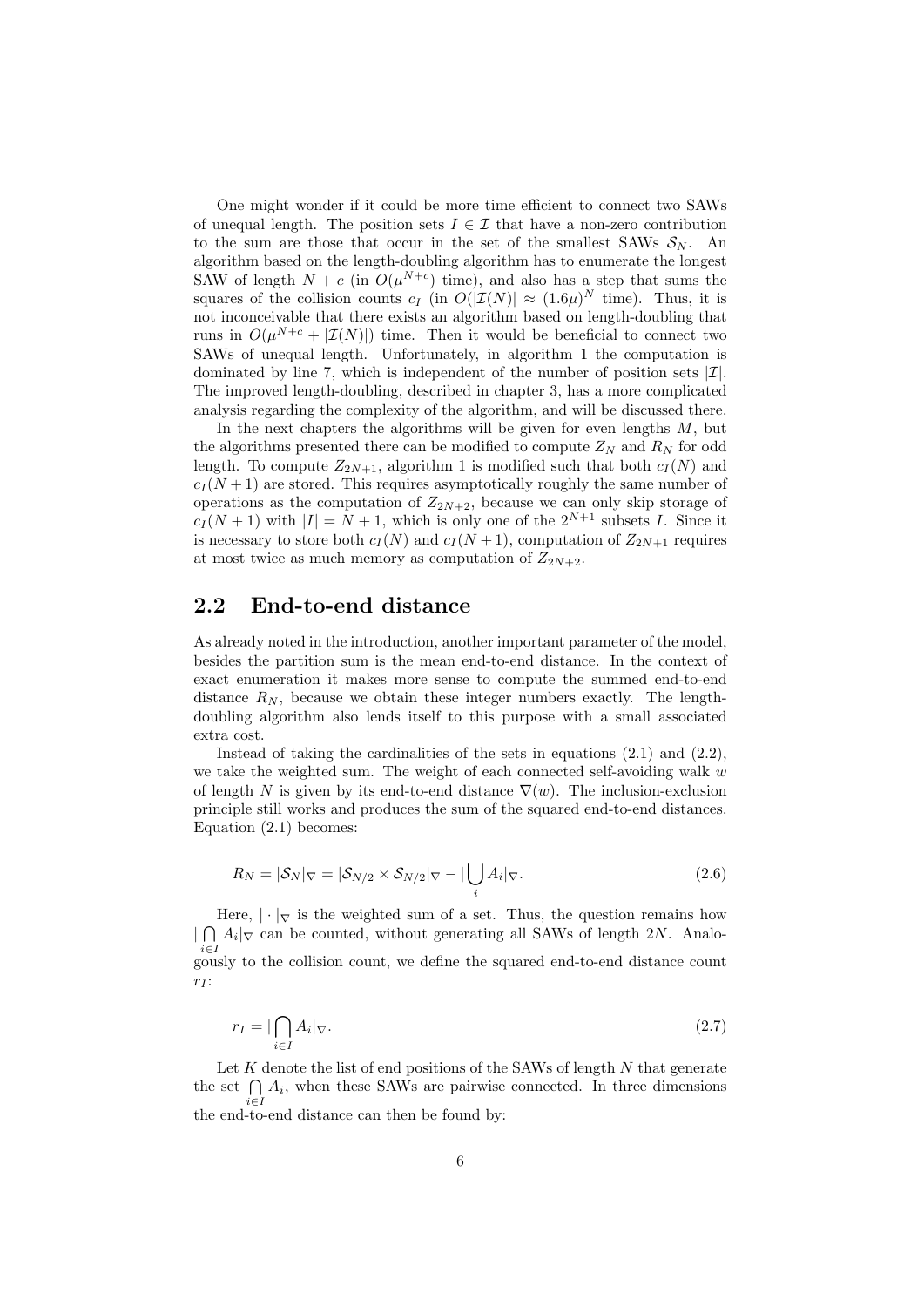One might wonder if it could be more time efficient to connect two SAWs of unequal length. The position sets $I \in \mathcal{I}$ that have a non-zero contribution to the sum are those that occur in the set of the smallest SAWs $\mathcal{S}_N$. An algorithm based on the length-doubling algorithm has to enumerate the longest SAW of length $N + c$ (in $O(\mu^{N+c})$ time), and also has a step that sums the squares of the collision counts $c_I$ (in $O(|\mathcal{I}(N)| \approx (1.6\mu)^N$ time). Thus, it is not inconceivable that there exists an algorithm based on length-doubling that runs in $O(\mu^{N+c} + |\mathcal{I}(N)|)$ time. Then it would be beneficial to connect two SAWs of unequal length. Unfortunately, in algorithm 1 the computation is dominated by line 7, which is independent of the number of position sets $|\mathcal{I}|$. The improved length-doubling, described in chapter 3, has a more complicated analysis regarding the complexity of the algorithm, and will be discussed there.

In the next chapters the algorithms will be given for even lengths $M$, but the algorithms presented there can be modified to compute $Z_N$ and $R_N$ for odd length. To compute $Z_{2N+1}$, algorithm 1 is modified such that both $c_I(N)$ and $c_I(N+1)$ are stored. This requires asymptotically roughly the same number of operations as the computation of $Z_{2N+2}$, because we can only skip storage of $c_I(N+1)$ with $|I| = N+1$, which is only one of the $2^{N+1}$ subsets $I$. Since it is necessary to store both $c_I(N)$ and $c_I(N+1)$, computation of $Z_{2N+1}$ requires at most twice as much memory as computation of $Z_{2N+2}$.

## 2.2 End-to-end distance

As already noted in the introduction, another important parameter of the model, besides the partition sum is the mean end-to-end distance. In the context of exact enumeration it makes more sense to compute the summed end-to-end distance $R_N$, because we obtain these integer numbers exactly. The length-doubling algorithm also lends itself to this purpose with a small associated extra cost.

Instead of taking the cardinalities of the sets in equations (2.1) and (2.2), we take the weighted sum. The weight of each connected self-avoiding walk $w$ of length $N$ is given by its end-to-end distance $\nabla(w)$. The inclusion-exclusion principle still works and produces the sum of the squared end-to-end distances. Equation (2.1) becomes:

$$R_N = |\mathcal{S}_N|_\nabla = |\mathcal{S}_{N/2} \times \mathcal{S}_{N/2}|_\nabla - |\bigcup_i A_i|_\nabla. \tag{2.6}$$

Here, $|\cdot|_\nabla$ is the weighted sum of a set. Thus, the question remains how $|\bigcap_{i \in I} A_i|_\nabla$ can be counted, without generating all SAWs of length $2N$. Analogously to the collision count, we define the squared end-to-end distance count $r_I$:

$$r_I = |\bigcap_{i \in I} A_i|_\nabla. \tag{2.7}$$

Let $K$ denote the list of end positions of the SAWs of length $N$ that generate the set $\bigcap_{i \in I} A_i$, when these SAWs are pairwise connected. In three dimensions the end-to-end distance can then be found by: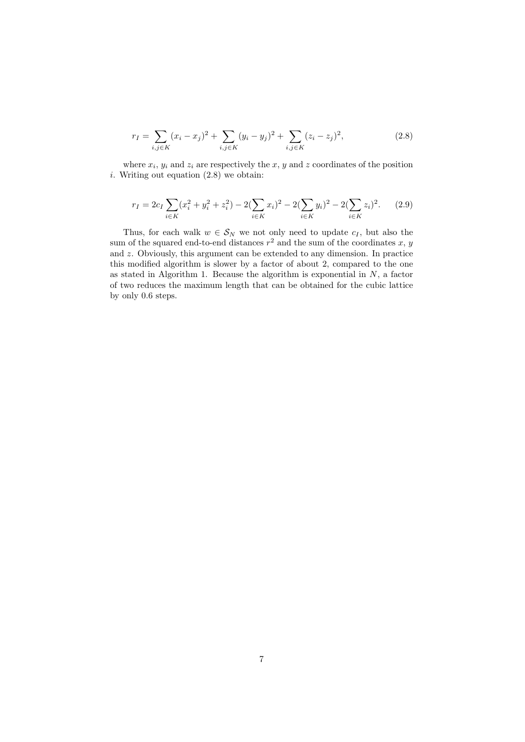$$r_I = \sum_{i,j \in K} (x_i - x_j)^2 + \sum_{i,j \in K} (y_i - y_j)^2 + \sum_{i,j \in K} (z_i - z_j)^2, \tag{2.8}$$

where $x_i$, $y_i$ and $z_i$ are respectively the $x$, $y$ and $z$ coordinates of the position $i$. Writing out equation (2.8) we obtain:

$$r_I = 2c_I \sum_{i \in K} (x_i^2 + y_i^2 + z_i^2) - 2(\sum_{i \in K} x_i)^2 - 2(\sum_{i \in K} y_i)^2 - 2(\sum_{i \in K} z_i)^2. \tag{2.9}$$

Thus, for each walk $w \in \mathcal{S}_N$ we not only need to update $c_I$, but also the sum of the squared end-to-end distances $r^2$ and the sum of the coordinates $x$, $y$ and $z$. Obviously, this argument can be extended to any dimension. In practice this modified algorithm is slower by a factor of about 2, compared to the one as stated in Algorithm 1. Because the algorithm is exponential in $N$, a factor of two reduces the maximum length that can be obtained for the cubic lattice by only 0.6 steps.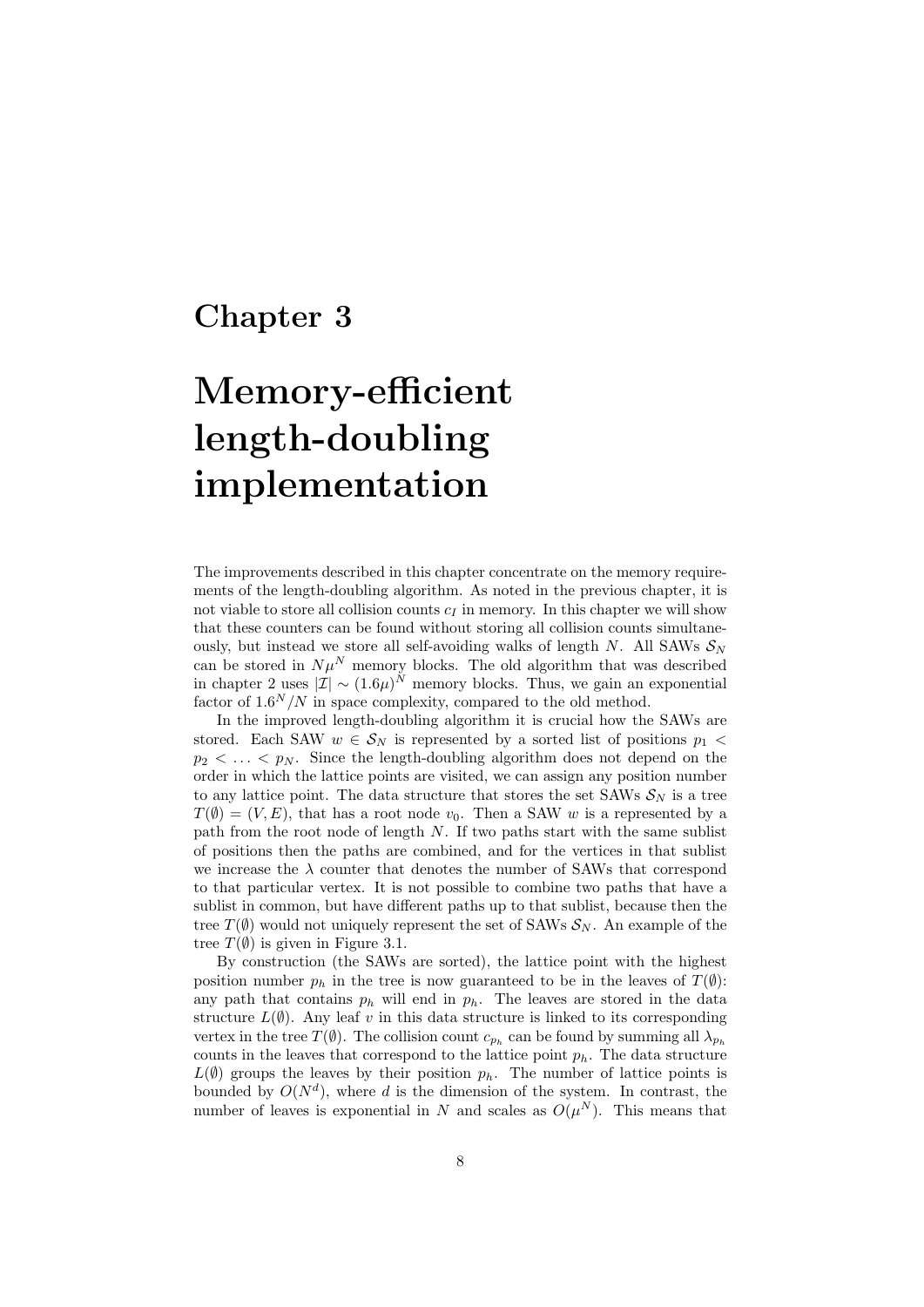# Chapter 3

# Memory-efficient length-doubling implementation

The improvements described in this chapter concentrate on the memory requirements of the length-doubling algorithm. As noted in the previous chapter, it is not viable to store all collision counts $c_I$ in memory. In this chapter we will show that these counters can be found without storing all collision counts simultaneously, but instead we store all self-avoiding walks of length $N$. All SAWs $\mathcal{S}_N$ can be stored in $N\mu^N$ memory blocks. The old algorithm that was described in chapter 2 uses $|\mathcal{I}| \sim (1.6\mu)^N$ memory blocks. Thus, we gain an exponential factor of $1.6^N/N$ in space complexity, compared to the old method.

In the improved length-doubling algorithm it is crucial how the SAWs are stored. Each SAW $w \in \mathcal{S}_N$ is represented by a sorted list of positions $p_1 < p_2 < \ldots < p_N$. Since the length-doubling algorithm does not depend on the order in which the lattice points are visited, we can assign any position number to any lattice point. The data structure that stores the set SAWs $\mathcal{S}_N$ is a tree $T(\emptyset) = (V, E)$, that has a root node $v_0$. Then a SAW $w$ is a represented by a path from the root node of length $N$. If two paths start with the same sublist of positions then the paths are combined, and for the vertices in that sublist we increase the $\lambda$ counter that denotes the number of SAWs that correspond to that particular vertex. It is not possible to combine two paths that have a sublist in common, but have different paths up to that sublist, because then the tree $T(\emptyset)$ would not uniquely represent the set of SAWs $\mathcal{S}_N$. An example of the tree $T(\emptyset)$ is given in Figure 3.1.

By construction (the SAWs are sorted), the lattice point with the highest position number $p_h$ in the tree is now guaranteed to be in the leaves of $T(\emptyset)$: any path that contains $p_h$ will end in $p_h$. The leaves are stored in the data structure $L(\emptyset)$. Any leaf $v$ in this data structure is linked to its corresponding vertex in the tree $T(\emptyset)$. The collision count $c_{p_h}$ can be found by summing all $\lambda_{p_h}$ counts in the leaves that correspond to the lattice point $p_h$. The data structure $L(\emptyset)$ groups the leaves by their position $p_h$. The number of lattice points is bounded by $O(N^d)$, where $d$ is the dimension of the system. In contrast, the number of leaves is exponential in $N$ and scales as $O(\mu^N)$. This means that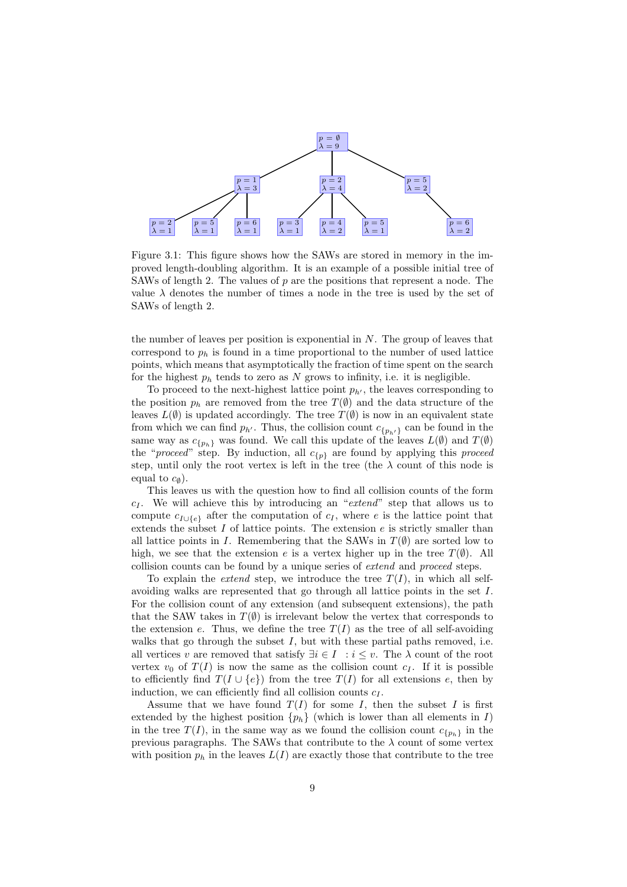Figure 3.1: This figure shows how the SAWs are stored in memory in the improved length-doubling algorithm. It is an example of a possible initial tree of SAWs of length 2. The values of $p$ are the positions that represent a node. The value $\lambda$ denotes the number of times a node in the tree is used by the set of SAWs of length 2.

the number of leaves per position is exponential in $N$. The group of leaves that correspond to $p_h$ is found in a time proportional to the number of used lattice points, which means that asymptotically the fraction of time spent on the search for the highest $p_h$ tends to zero as $N$ grows to infinity, i.e. it is negligible.

To proceed to the next-highest lattice point $p_{h'}$, the leaves corresponding to the position $p_h$ are removed from the tree $T(\emptyset)$ and the data structure of the leaves $L(\emptyset)$ is updated accordingly. The tree $T(\emptyset)$ is now in an equivalent state from which we can find $p_{h'}$. Thus, the collision count $c_{\{p_{h'}\}}$ can be found in the same way as $c_{\{p_h\}}$ was found. We call this update of the leaves $L(\emptyset)$ and $T(\emptyset)$ the "*proceed*" step. By induction, all $c_{\{p\}}$ are found by applying this *proceed* step, until only the root vertex is left in the tree (the $\lambda$ count of this node is equal to $c_\emptyset$).

This leaves us with the question how to find all collision counts of the form $c_I$. We will achieve this by introducing an "*extend*" step that allows us to compute $c_{I\cup\{e\}}$ after the computation of $c_I$, where $e$ is the lattice point that extends the subset $I$ of lattice points. The extension $e$ is strictly smaller than all lattice points in $I$. Remembering that the SAWs in $T(\emptyset)$ are sorted low to high, we see that the extension $e$ is a vertex higher up in the tree $T(\emptyset)$. All collision counts can be found by a unique series of *extend* and *proceed* steps.

To explain the *extend* step, we introduce the tree $T(I)$, in which all self-avoiding walks are represented that go through all lattice points in the set $I$. For the collision count of any extension (and subsequent extensions), the path that the SAW takes in $T(\emptyset)$ is irrelevant below the vertex that corresponds to the extension $e$. Thus, we define the tree $T(I)$ as the tree of all self-avoiding walks that go through the subset $I$, but with these partial paths removed, i.e. all vertices $v$ are removed that satisfy $\exists i \in I \; : i \leq v$. The $\lambda$ count of the root vertex $v_0$ of $T(I)$ is now the same as the collision count $c_I$. If it is possible to efficiently find $T(I \cup \{e\})$ from the tree $T(I)$ for all extensions $e$, then by induction, we can efficiently find all collision counts $c_I$.

Assume that we have found $T(I)$ for some $I$, then the subset $I$ is first extended by the highest position $\{p_h\}$ (which is lower than all elements in $I$) in the tree $T(I)$, in the same way as we found the collision count $c_{\{p_h\}}$ in the previous paragraphs. The SAWs that contribute to the $\lambda$ count of some vertex with position $p_h$ in the leaves $L(I)$ are exactly those that contribute to the tree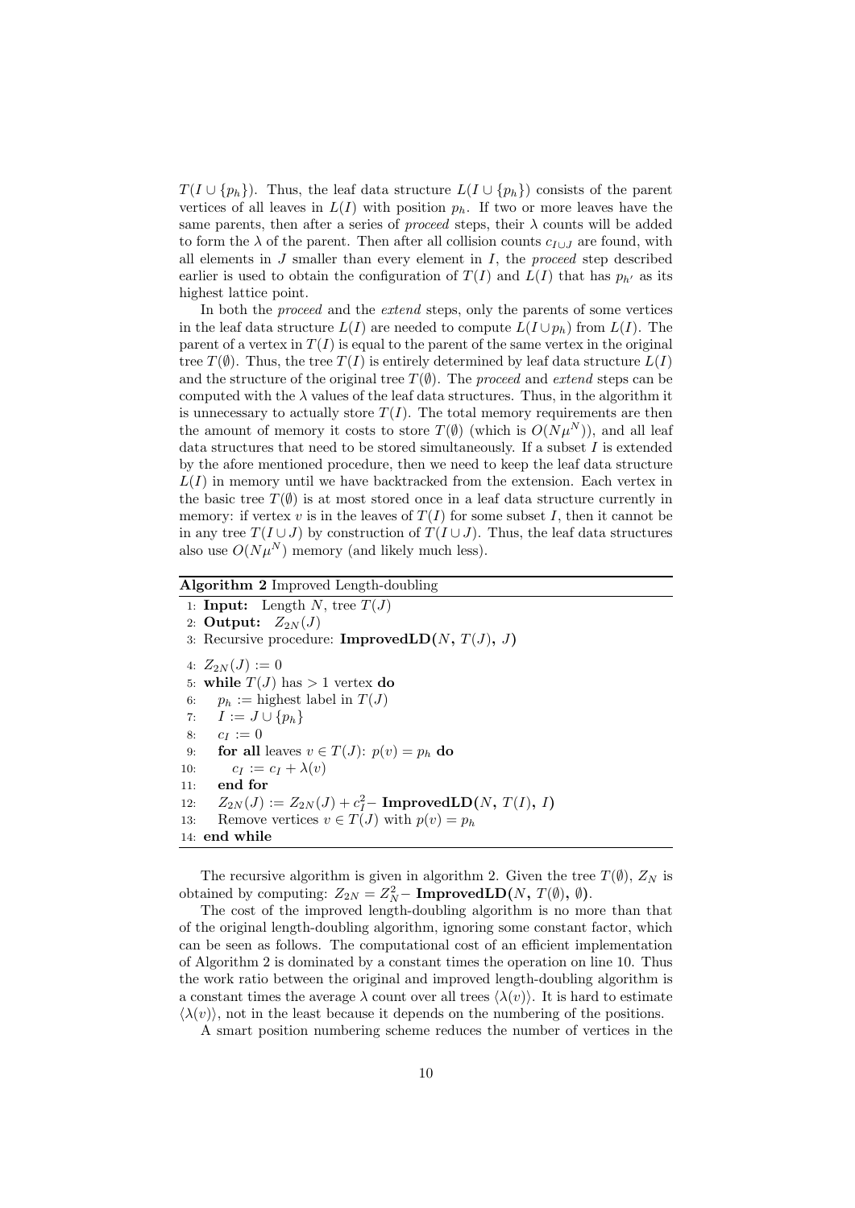$T(I \cup \{p_h\})$. Thus, the leaf data structure $L(I \cup \{p_h\})$ consists of the parent vertices of all leaves in $L(I)$ with position $p_h$. If two or more leaves have the same parents, then after a series of *proceed* steps, their $\lambda$ counts will be added to form the $\lambda$ of the parent. Then after all collision counts $c_{I \cup J}$ are found, with all elements in $J$ smaller than every element in $I$, the *proceed* step described earlier is used to obtain the configuration of $T(I)$ and $L(I)$ that has $p_{h'}$ as its highest lattice point.

In both the *proceed* and the *extend* steps, only the parents of some vertices in the leaf data structure $L(I)$ are needed to compute $L(I \cup p_h)$ from $L(I)$. The parent of a vertex in $T(I)$ is equal to the parent of the same vertex in the original tree $T(\emptyset)$. Thus, the tree $T(I)$ is entirely determined by leaf data structure $L(I)$ and the structure of the original tree $T(\emptyset)$. The *proceed* and *extend* steps can be computed with the $\lambda$ values of the leaf data structures. Thus, in the algorithm it is unnecessary to actually store $T(I)$. The total memory requirements are then the amount of memory it costs to store $T(\emptyset)$ (which is $O(N\mu^N)$), and all leaf data structures that need to be stored simultaneously. If a subset $I$ is extended by the afore mentioned procedure, then we need to keep the leaf data structure $L(I)$ in memory until we have backtracked from the extension. Each vertex in the basic tree $T(\emptyset)$ is at most stored once in a leaf data structure currently in memory: if vertex $v$ is in the leaves of $T(I)$ for some subset $I$, then it cannot be in any tree $T(I \cup J)$ by construction of $T(I \cup J)$. Thus, the leaf data structures also use $O(N\mu^N)$ memory (and likely much less).

**Algorithm 2** Improved Length-doubling

```
1: Input:  Length N, tree T(J)
2: Output:  Z_2N(J)
3: Recursive procedure: ImprovedLD(N, T(J), J)
4: Z_2N(J) := 0
5: while T(J) has > 1 vertex do
6:     p_h := highest label in T(J)
7:     I := J ∪ {p_h}
8:     c_I := 0
9:     for all leaves v ∈ T(J): p(v) = p_h do
10:        c_I := c_I + λ(v)
11:    end for
12:    Z_2N(J) := Z_2N(J) + c_I^2 − ImprovedLD(N, T(I), I)
13:    Remove vertices v ∈ T(J) with p(v) = p_h
14: end while
```

The recursive algorithm is given in algorithm 2. Given the tree $T(\emptyset)$, $Z_N$ is obtained by computing: $Z_{2N} = Z_N^2 -$ **ImprovedLD(**$N$**,** $T(\emptyset)$**,** $\emptyset$**)**.

The cost of the improved length-doubling algorithm is no more than that of the original length-doubling algorithm, ignoring some constant factor, which can be seen as follows. The computational cost of an efficient implementation of Algorithm 2 is dominated by a constant times the operation on line 10. Thus the work ratio between the original and improved length-doubling algorithm is a constant times the average $\lambda$ count over all trees $\langle\lambda(v)\rangle$. It is hard to estimate $\langle\lambda(v)\rangle$, not in the least because it depends on the numbering of the positions.

A smart position numbering scheme reduces the number of vertices in the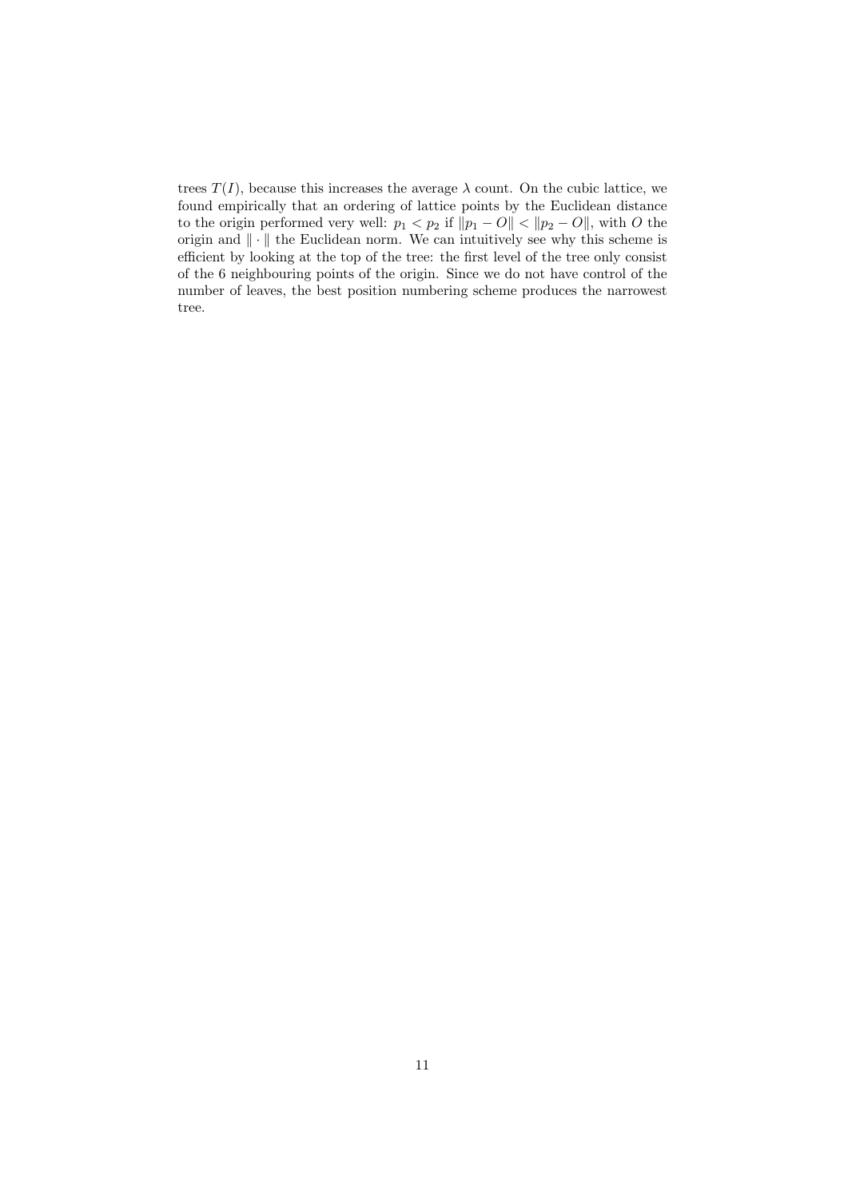trees $T(I)$, because this increases the average $\lambda$ count. On the cubic lattice, we found empirically that an ordering of lattice points by the Euclidean distance to the origin performed very well: $p_1 < p_2$ if $\|p_1 - O\| < \|p_2 - O\|$, with $O$ the origin and $\|\cdot\|$ the Euclidean norm. We can intuitively see why this scheme is efficient by looking at the top of the tree: the first level of the tree only consist of the 6 neighbouring points of the origin. Since we do not have control of the number of leaves, the best position numbering scheme produces the narrowest tree.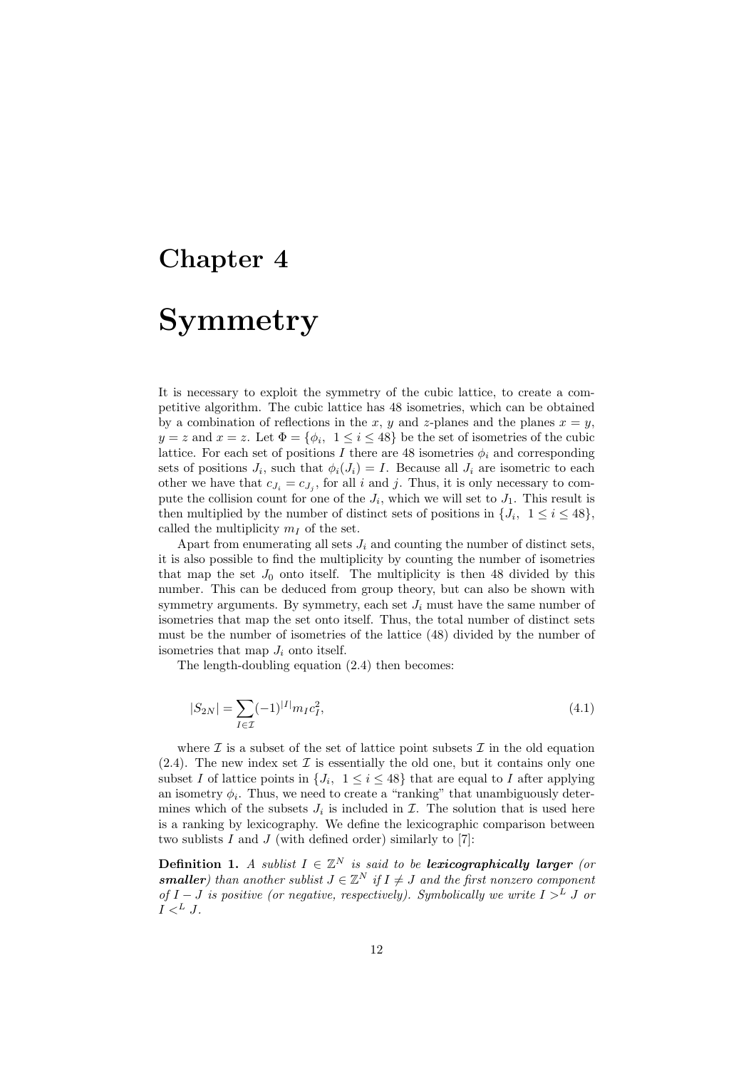# Chapter 4

# Symmetry

It is necessary to exploit the symmetry of the cubic lattice, to create a competitive algorithm. The cubic lattice has 48 isometries, which can be obtained by a combination of reflections in the $x$, $y$ and $z$-planes and the planes $x = y$, $y = z$ and $x = z$. Let $\Phi = \{\phi_i,\ 1 \leq i \leq 48\}$ be the set of isometries of the cubic lattice. For each set of positions $I$ there are 48 isometries $\phi_i$ and corresponding sets of positions $J_i$, such that $\phi_i(J_i) = I$. Because all $J_i$ are isometric to each other we have that $c_{J_i} = c_{J_j}$, for all $i$ and $j$. Thus, it is only necessary to compute the collision count for one of the $J_i$, which we will set to $J_1$. This result is then multiplied by the number of distinct sets of positions in $\{J_i,\ 1 \leq i \leq 48\}$, called the multiplicity $m_I$ of the set.

Apart from enumerating all sets $J_i$ and counting the number of distinct sets, it is also possible to find the multiplicity by counting the number of isometries that map the set $J_0$ onto itself. The multiplicity is then 48 divided by this number. This can be deduced from group theory, but can also be shown with symmetry arguments. By symmetry, each set $J_i$ must have the same number of isometries that map the set onto itself. Thus, the total number of distinct sets must be the number of isometries of the lattice (48) divided by the number of isometries that map $J_i$ onto itself.

The length-doubling equation (2.4) then becomes:

$$|S_{2N}| = \sum_{I \in \mathcal{I}} (-1)^{|I|} m_I c_I^2, \tag{4.1}$$

where $\mathcal{I}$ is a subset of the set of lattice point subsets $\mathcal{I}$ in the old equation (2.4). The new index set $\mathcal{I}$ is essentially the old one, but it contains only one subset $I$ of lattice points in $\{J_i,\ 1 \leq i \leq 48\}$ that are equal to $I$ after applying an isometry $\phi_i$. Thus, we need to create a "ranking" that unambiguously determines which of the subsets $J_i$ is included in $\mathcal{I}$. The solution that is used here is a ranking by lexicography. We define the lexicographic comparison between two sublists $I$ and $J$ (with defined order) similarly to [7]:

**Definition 1.** *A sublist $I \in \mathbb{Z}^N$ is said to be* ***lexicographically larger*** *(or* ***smaller****) than another sublist $J \in \mathbb{Z}^N$ if $I \neq J$ and the first nonzero component of $I - J$ is positive (or negative, respectively). Symbolically we write $I >^L J$ or $I <^L J$.*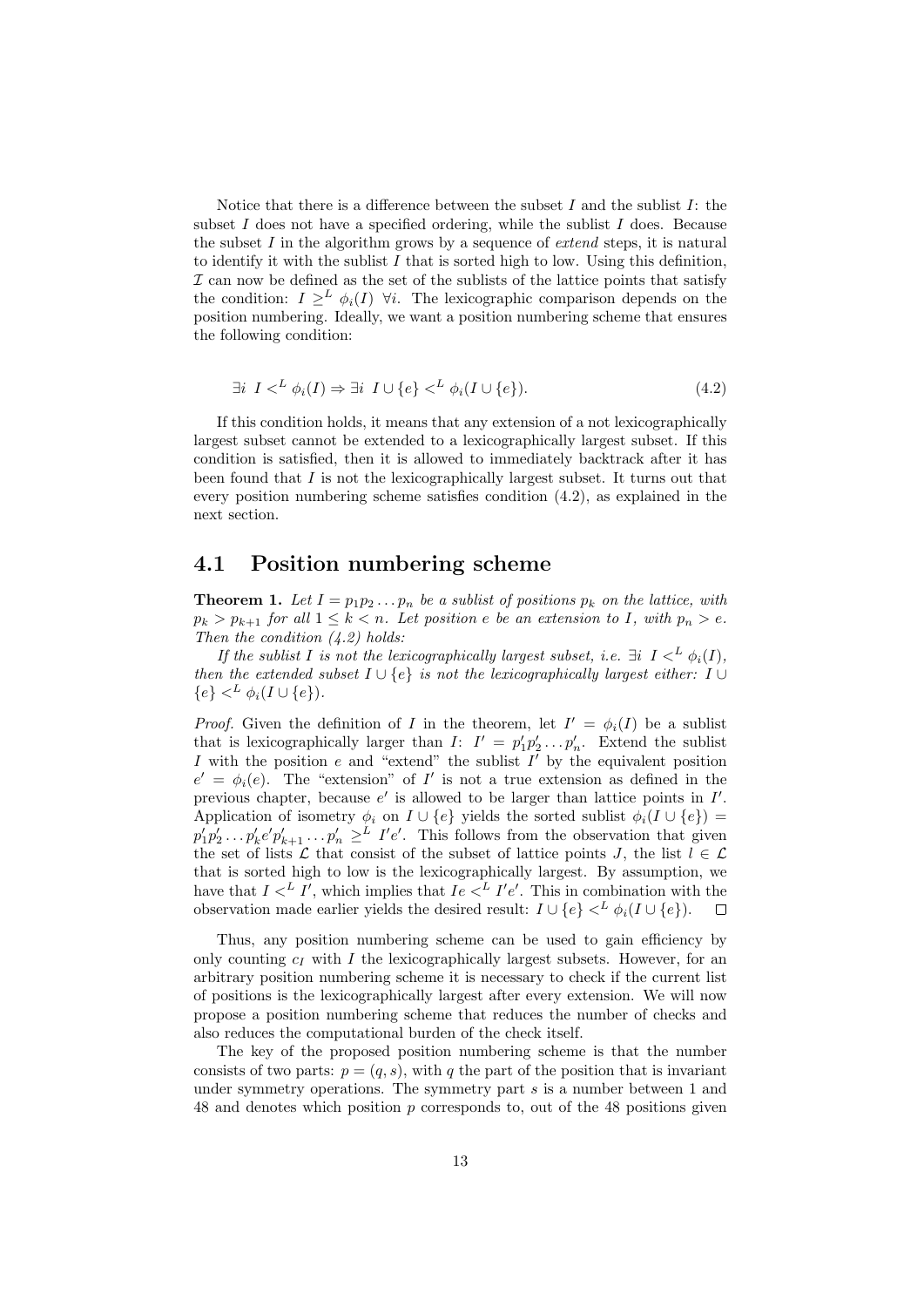Notice that there is a difference between the subset $I$ and the sublist $I$: the subset $I$ does not have a specified ordering, while the sublist $I$ does. Because the subset $I$ in the algorithm grows by a sequence of *extend* steps, it is natural to identify it with the sublist $I$ that is sorted high to low. Using this definition, $\mathcal{I}$ can now be defined as the set of the sublists of the lattice points that satisfy the condition: $I \geq^L \phi_i(I) \ \forall i$. The lexicographic comparison depends on the position numbering. Ideally, we want a position numbering scheme that ensures the following condition:

$$\exists i \ \ I <^L \phi_i(I) \Rightarrow \exists i \ \ I \cup \{e\} <^L \phi_i(I \cup \{e\}). \tag{4.2}$$

If this condition holds, it means that any extension of a not lexicographically largest subset cannot be extended to a lexicographically largest subset. If this condition is satisfied, then it is allowed to immediately backtrack after it has been found that $I$ is not the lexicographically largest subset. It turns out that every position numbering scheme satisfies condition (4.2), as explained in the next section.

## 4.1 Position numbering scheme

**Theorem 1.** *Let $I = p_1 p_2 \ldots p_n$ be a sublist of positions $p_k$ on the lattice, with $p_k > p_{k+1}$ for all $1 \leq k < n$. Let position $e$ be an extension to $I$, with $p_n > e$. Then the condition (4.2) holds:*

*If the sublist $I$ is not the lexicographically largest subset, i.e. $\exists i \ I <^L \phi_i(I)$, then the extended subset $I \cup \{e\}$ is not the lexicographically largest either: $I \cup \{e\} <^L \phi_i(I \cup \{e\})$.*

*Proof.* Given the definition of $I$ in the theorem, let $I' = \phi_i(I)$ be a sublist that is lexicographically larger than $I$: $I' = p'_1 p'_2 \ldots p'_n$. Extend the sublist $I$ with the position $e$ and "extend" the sublist $I'$ by the equivalent position $e' = \phi_i(e)$. The "extension" of $I'$ is not a true extension as defined in the previous chapter, because $e'$ is allowed to be larger than lattice points in $I'$. Application of isometry $\phi_i$ on $I \cup \{e\}$ yields the sorted sublist $\phi_i(I \cup \{e\}) = p'_1 p'_2 \ldots p'_k e' p'_{k+1} \ldots p'_n \geq^L I'e'$. This follows from the observation that given the set of lists $\mathcal{L}$ that consist of the subset of lattice points $J$, the list $l \in \mathcal{L}$ that is sorted high to low is the lexicographically largest. By assumption, we have that $I <^L I'$, which implies that $Ie <^L I'e'$. This in combination with the observation made earlier yields the desired result: $I \cup \{e\} <^L \phi_i(I \cup \{e\})$. $\square$

Thus, any position numbering scheme can be used to gain efficiency by only counting $c_I$ with $I$ the lexicographically largest subsets. However, for an arbitrary position numbering scheme it is necessary to check if the current list of positions is the lexicographically largest after every extension. We will now propose a position numbering scheme that reduces the number of checks and also reduces the computational burden of the check itself.

The key of the proposed position numbering scheme is that the number consists of two parts: $p = (q, s)$, with $q$ the part of the position that is invariant under symmetry operations. The symmetry part $s$ is a number between 1 and 48 and denotes which position $p$ corresponds to, out of the 48 positions given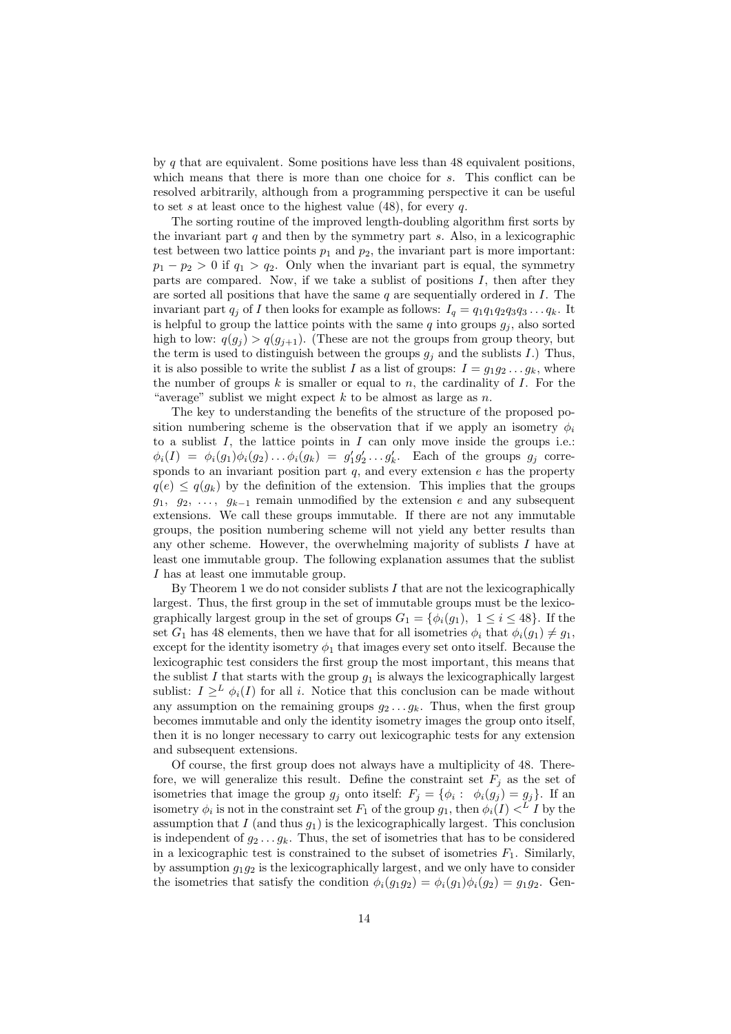by $q$ that are equivalent. Some positions have less than 48 equivalent positions, which means that there is more than one choice for $s$. This conflict can be resolved arbitrarily, although from a programming perspective it can be useful to set $s$ at least once to the highest value (48), for every $q$.

The sorting routine of the improved length-doubling algorithm first sorts by the invariant part $q$ and then by the symmetry part $s$. Also, in a lexicographic test between two lattice points $p_1$ and $p_2$, the invariant part is more important: $p_1 - p_2 > 0$ if $q_1 > q_2$. Only when the invariant part is equal, the symmetry parts are compared. Now, if we take a sublist of positions $I$, then after they are sorted all positions that have the same $q$ are sequentially ordered in $I$. The invariant part $q_j$ of $I$ then looks for example as follows: $I_q = q_1 q_1 q_2 q_3 q_3 \dots q_k$. It is helpful to group the lattice points with the same $q$ into groups $g_j$, also sorted high to low: $q(g_j) > q(g_{j+1})$. (These are not the groups from group theory, but the term is used to distinguish between the groups $g_j$ and the sublists $I$.) Thus, it is also possible to write the sublist $I$ as a list of groups: $I = g_1 g_2 \dots g_k$, where the number of groups $k$ is smaller or equal to $n$, the cardinality of $I$. For the "average" sublist we might expect $k$ to be almost as large as $n$.

The key to understanding the benefits of the structure of the proposed position numbering scheme is the observation that if we apply an isometry $\phi_i$ to a sublist $I$, the lattice points in $I$ can only move inside the groups i.e.: $\phi_i(I) = \phi_i(g_1)\phi_i(g_2)\dots\phi_i(g_k) = g'_1 g'_2 \dots g'_k$. Each of the groups $g_j$ corresponds to an invariant position part $q$, and every extension $e$ has the property $q(e) \leq q(g_k)$ by the definition of the extension. This implies that the groups $g_1, g_2, \dots, g_{k-1}$ remain unmodified by the extension $e$ and any subsequent extensions. We call these groups immutable. If there are not any immutable groups, the position numbering scheme will not yield any better results than any other scheme. However, the overwhelming majority of sublists $I$ have at least one immutable group. The following explanation assumes that the sublist $I$ has at least one immutable group.

By Theorem 1 we do not consider sublists $I$ that are not the lexicographically largest. Thus, the first group in the set of immutable groups must be the lexicographically largest group in the set of groups $G_1 = \{\phi_i(g_1),\ 1 \leq i \leq 48\}$. If the set $G_1$ has 48 elements, then we have that for all isometries $\phi_i$ that $\phi_i(g_1) \neq g_1$, except for the identity isometry $\phi_1$ that images every set onto itself. Because the lexicographic test considers the first group the most important, this means that the sublist $I$ that starts with the group $g_1$ is always the lexicographically largest sublist: $I \geq^L \phi_i(I)$ for all $i$. Notice that this conclusion can be made without any assumption on the remaining groups $g_2 \dots g_k$. Thus, when the first group becomes immutable and only the identity isometry images the group onto itself, then it is no longer necessary to carry out lexicographic tests for any extension and subsequent extensions.

Of course, the first group does not always have a multiplicity of 48. Therefore, we will generalize this result. Define the constraint set $F_j$ as the set of isometries that image the group $g_j$ onto itself: $F_j = \{\phi_i :\ \phi_i(g_j) = g_j\}$. If an isometry $\phi_i$ is not in the constraint set $F_1$ of the group $g_1$, then $\phi_i(I) <^L I$ by the assumption that $I$ (and thus $g_1$) is the lexicographically largest. This conclusion is independent of $g_2 \dots g_k$. Thus, the set of isometries that has to be considered in a lexicographic test is constrained to the subset of isometries $F_1$. Similarly, by assumption $g_1 g_2$ is the lexicographically largest, and we only have to consider the isometries that satisfy the condition $\phi_i(g_1 g_2) = \phi_i(g_1)\phi_i(g_2) = g_1 g_2$. Gen-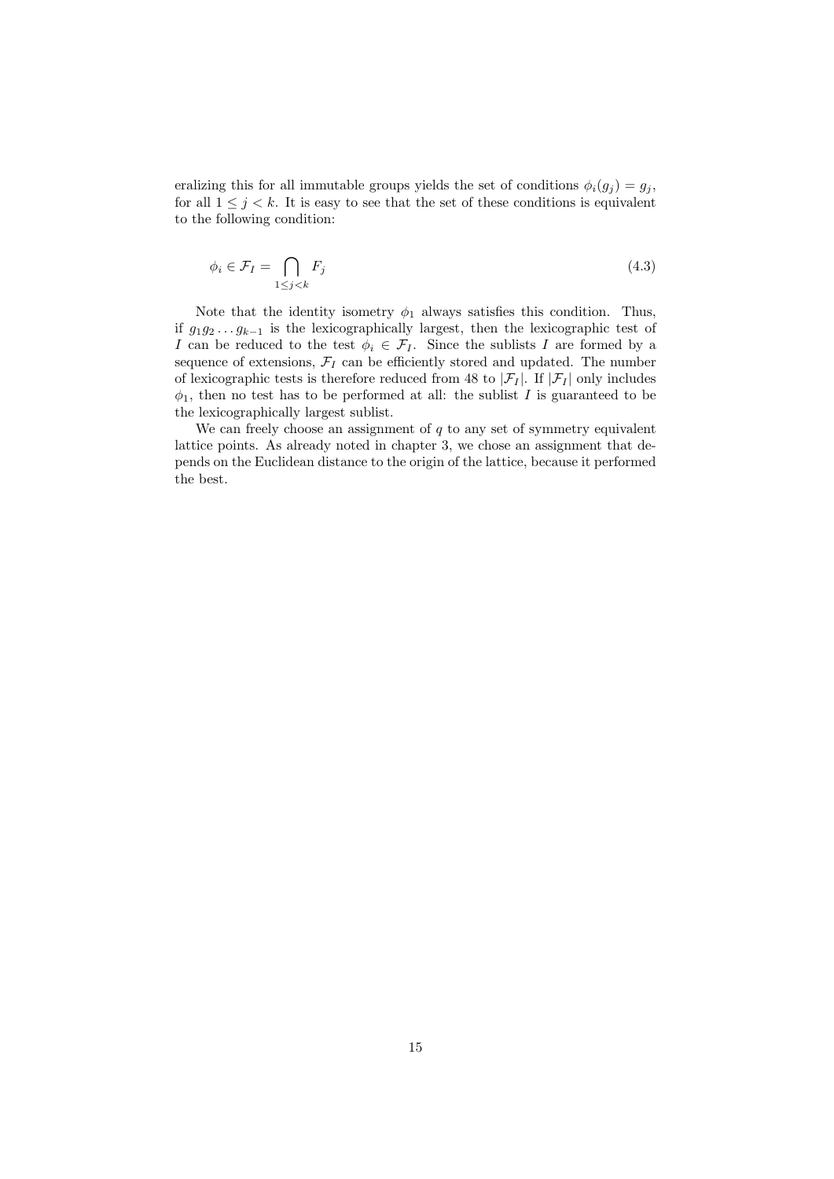eralizing this for all immutable groups yields the set of conditions $\phi_i(g_j) = g_j$, for all $1 \leq j < k$. It is easy to see that the set of these conditions is equivalent to the following condition:

$$\phi_i \in \mathcal{F}_I = \bigcap_{1 \leq j < k} F_j \tag{4.3}$$

Note that the identity isometry $\phi_1$ always satisfies this condition. Thus, if $g_1 g_2 \ldots g_{k-1}$ is the lexicographically largest, then the lexicographic test of $I$ can be reduced to the test $\phi_i \in \mathcal{F}_I$. Since the sublists $I$ are formed by a sequence of extensions, $\mathcal{F}_I$ can be efficiently stored and updated. The number of lexicographic tests is therefore reduced from 48 to $|\mathcal{F}_I|$. If $|\mathcal{F}_I|$ only includes $\phi_1$, then no test has to be performed at all: the sublist $I$ is guaranteed to be the lexicographically largest sublist.

We can freely choose an assignment of $q$ to any set of symmetry equivalent lattice points. As already noted in chapter 3, we chose an assignment that depends on the Euclidean distance to the origin of the lattice, because it performed the best.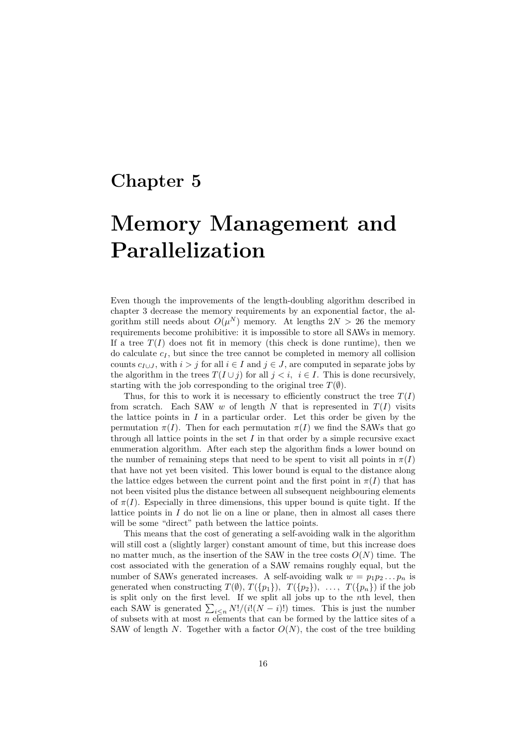# Chapter 5

# Memory Management and Parallelization

Even though the improvements of the length-doubling algorithm described in chapter 3 decrease the memory requirements by an exponential factor, the algorithm still needs about $O(\mu^N)$ memory. At lengths $2N > 26$ the memory requirements become prohibitive: it is impossible to store all SAWs in memory. If a tree $T(I)$ does not fit in memory (this check is done runtime), then we do calculate $c_I$, but since the tree cannot be completed in memory all collision counts $c_{I \cup J}$, with $i > j$ for all $i \in I$ and $j \in J$, are computed in separate jobs by the algorithm in the trees $T(I \cup j)$ for all $j < i$, $i \in I$. This is done recursively, starting with the job corresponding to the original tree $T(\emptyset)$.

Thus, for this to work it is necessary to efficiently construct the tree $T(I)$ from scratch. Each SAW $w$ of length $N$ that is represented in $T(I)$ visits the lattice points in $I$ in a particular order. Let this order be given by the permutation $\pi(I)$. Then for each permutation $\pi(I)$ we find the SAWs that go through all lattice points in the set $I$ in that order by a simple recursive exact enumeration algorithm. After each step the algorithm finds a lower bound on the number of remaining steps that need to be spent to visit all points in $\pi(I)$ that have not yet been visited. This lower bound is equal to the distance along the lattice edges between the current point and the first point in $\pi(I)$ that has not been visited plus the distance between all subsequent neighbouring elements of $\pi(I)$. Especially in three dimensions, this upper bound is quite tight. If the lattice points in $I$ do not lie on a line or plane, then in almost all cases there will be some "direct" path between the lattice points.

This means that the cost of generating a self-avoiding walk in the algorithm will still cost a (slightly larger) constant amount of time, but this increase does no matter much, as the insertion of the SAW in the tree costs $O(N)$ time. The cost associated with the generation of a SAW remains roughly equal, but the number of SAWs generated increases. A self-avoiding walk $w = p_1 p_2 \dots p_n$ is generated when constructing $T(\emptyset)$, $T(\{p_1\})$, $T(\{p_2\})$, $\dots$, $T(\{p_n\})$ if the job is split only on the first level. If we split all jobs up to the $n$th level, then each SAW is generated $\sum_{i \le n} N!/(i!(N-i)!)$ times. This is just the number of subsets with at most $n$ elements that can be formed by the lattice sites of a SAW of length $N$. Together with a factor $O(N)$, the cost of the tree building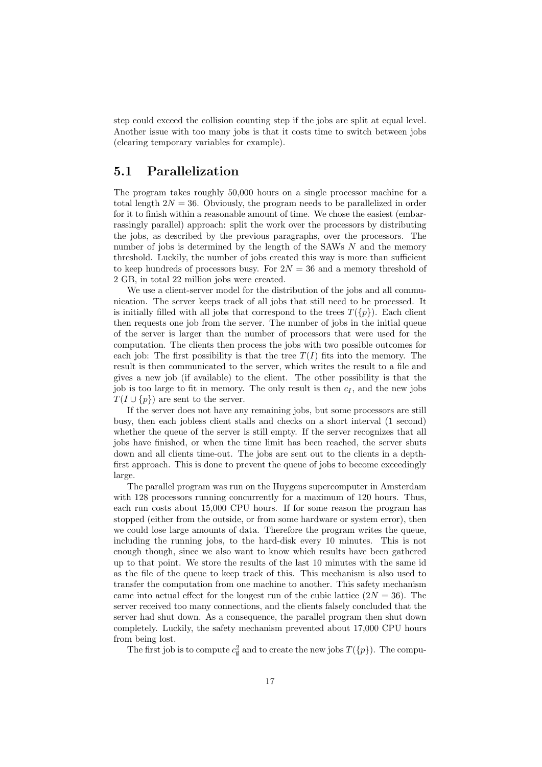step could exceed the collision counting step if the jobs are split at equal level. Another issue with too many jobs is that it costs time to switch between jobs (clearing temporary variables for example).

## 5.1 Parallelization

The program takes roughly 50,000 hours on a single processor machine for a total length $2N = 36$. Obviously, the program needs to be parallelized in order for it to finish within a reasonable amount of time. We chose the easiest (embarrassingly parallel) approach: split the work over the processors by distributing the jobs, as described by the previous paragraphs, over the processors. The number of jobs is determined by the length of the SAWs $N$ and the memory threshold. Luckily, the number of jobs created this way is more than sufficient to keep hundreds of processors busy. For $2N = 36$ and a memory threshold of 2 GB, in total 22 million jobs were created.

We use a client-server model for the distribution of the jobs and all communication. The server keeps track of all jobs that still need to be processed. It is initially filled with all jobs that correspond to the trees $T(\{p\})$. Each client then requests one job from the server. The number of jobs in the initial queue of the server is larger than the number of processors that were used for the computation. The clients then process the jobs with two possible outcomes for each job: The first possibility is that the tree $T(I)$ fits into the memory. The result is then communicated to the server, which writes the result to a file and gives a new job (if available) to the client. The other possibility is that the job is too large to fit in memory. The only result is then $c_I$, and the new jobs $T(I \cup \{p\})$ are sent to the server.

If the server does not have any remaining jobs, but some processors are still busy, then each jobless client stalls and checks on a short interval (1 second) whether the queue of the server is still empty. If the server recognizes that all jobs have finished, or when the time limit has been reached, the server shuts down and all clients time-out. The jobs are sent out to the clients in a depth-first approach. This is done to prevent the queue of jobs to become exceedingly large.

The parallel program was run on the Huygens supercomputer in Amsterdam with 128 processors running concurrently for a maximum of 120 hours. Thus, each run costs about 15,000 CPU hours. If for some reason the program has stopped (either from the outside, or from some hardware or system error), then we could lose large amounts of data. Therefore the program writes the queue, including the running jobs, to the hard-disk every 10 minutes. This is not enough though, since we also want to know which results have been gathered up to that point. We store the results of the last 10 minutes with the same id as the file of the queue to keep track of this. This mechanism is also used to transfer the computation from one machine to another. This safety mechanism came into actual effect for the longest run of the cubic lattice ($2N = 36$). The server received too many connections, and the clients falsely concluded that the server had shut down. As a consequence, the parallel program then shut down completely. Luckily, the safety mechanism prevented about 17,000 CPU hours from being lost.

The first job is to compute $c_{\emptyset}^2$ and to create the new jobs $T(\{p\})$. The compu-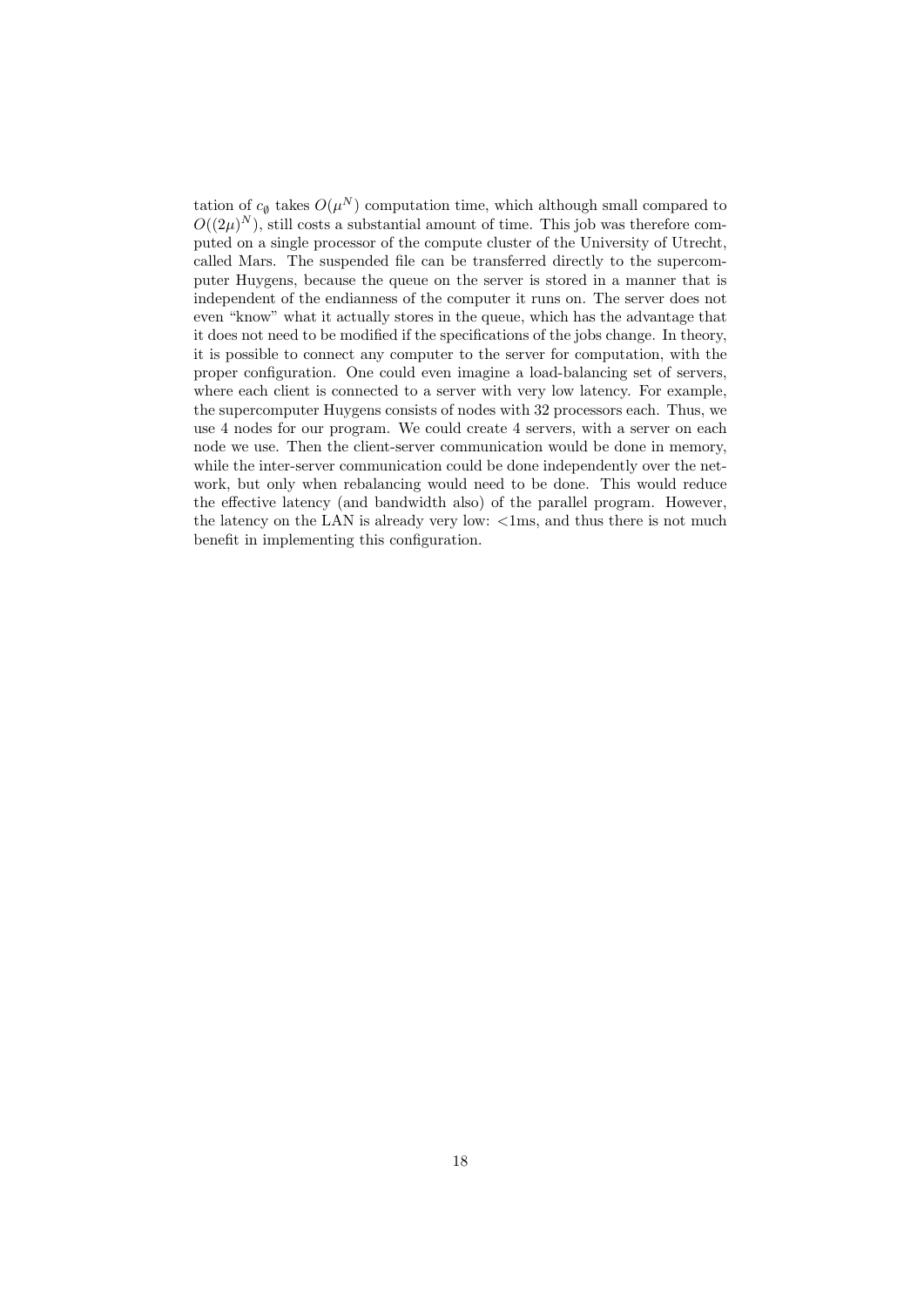tation of $c_\emptyset$ takes $O(\mu^N)$ computation time, which although small compared to $O((2\mu)^N)$, still costs a substantial amount of time. This job was therefore computed on a single processor of the compute cluster of the University of Utrecht, called Mars. The suspended file can be transferred directly to the supercomputer Huygens, because the queue on the server is stored in a manner that is independent of the endianness of the computer it runs on. The server does not even "know" what it actually stores in the queue, which has the advantage that it does not need to be modified if the specifications of the jobs change. In theory, it is possible to connect any computer to the server for computation, with the proper configuration. One could even imagine a load-balancing set of servers, where each client is connected to a server with very low latency. For example, the supercomputer Huygens consists of nodes with 32 processors each. Thus, we use 4 nodes for our program. We could create 4 servers, with a server on each node we use. Then the client-server communication would be done in memory, while the inter-server communication could be done independently over the network, but only when rebalancing would need to be done. This would reduce the effective latency (and bandwidth also) of the parallel program. However, the latency on the LAN is already very low: <1ms, and thus there is not much benefit in implementing this configuration.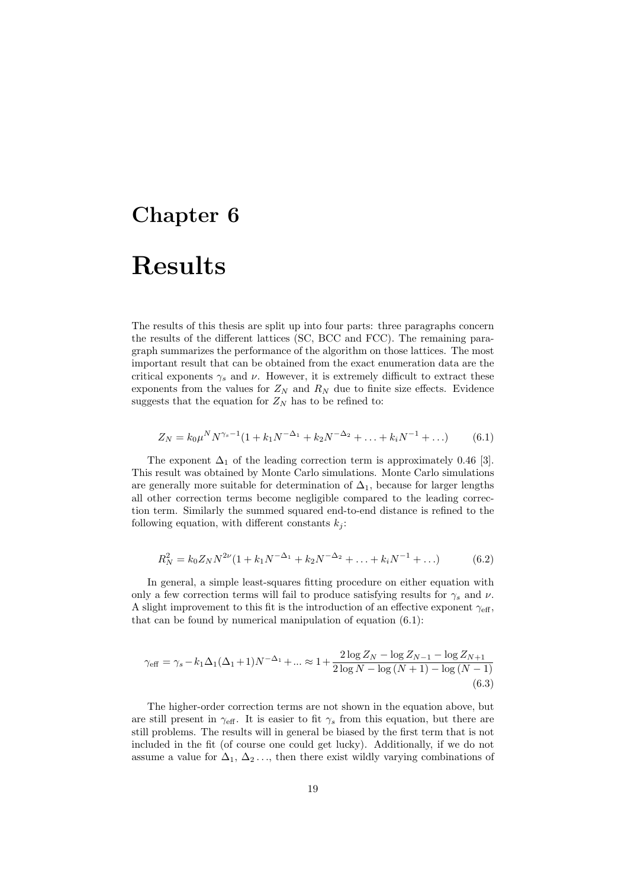# Chapter 6

# Results

The results of this thesis are split up into four parts: three paragraphs concern the results of the different lattices (SC, BCC and FCC). The remaining paragraph summarizes the performance of the algorithm on those lattices. The most important result that can be obtained from the exact enumeration data are the critical exponents $\gamma_s$ and $\nu$. However, it is extremely difficult to extract these exponents from the values for $Z_N$ and $R_N$ due to finite size effects. Evidence suggests that the equation for $Z_N$ has to be refined to:

$$Z_N = k_0 \mu^N N^{\gamma_s - 1}(1 + k_1 N^{-\Delta_1} + k_2 N^{-\Delta_2} + \ldots + k_i N^{-1} + \ldots) \tag{6.1}$$

The exponent $\Delta_1$ of the leading correction term is approximately 0.46 [3]. This result was obtained by Monte Carlo simulations. Monte Carlo simulations are generally more suitable for determination of $\Delta_1$, because for larger lengths all other correction terms become negligible compared to the leading correction term. Similarly the summed squared end-to-end distance is refined to the following equation, with different constants $k_j$:

$$R_N^2 = k_0 Z_N N^{2\nu}(1 + k_1 N^{-\Delta_1} + k_2 N^{-\Delta_2} + \ldots + k_i N^{-1} + \ldots) \tag{6.2}$$

In general, a simple least-squares fitting procedure on either equation with only a few correction terms will fail to produce satisfying results for $\gamma_s$ and $\nu$. A slight improvement to this fit is the introduction of an effective exponent $\gamma_{\text{eff}}$, that can be found by numerical manipulation of equation (6.1):

$$\gamma_{\text{eff}} = \gamma_s - k_1 \Delta_1(\Delta_1 + 1)N^{-\Delta_1} + ... \approx 1 + \frac{2\log Z_N - \log Z_{N-1} - \log Z_{N+1}}{2\log N - \log(N+1) - \log(N-1)} \tag{6.3}$$

The higher-order correction terms are not shown in the equation above, but are still present in $\gamma_{\text{eff}}$. It is easier to fit $\gamma_s$ from this equation, but there are still problems. The results will in general be biased by the first term that is not included in the fit (of course one could get lucky). Additionally, if we do not assume a value for $\Delta_1$, $\Delta_2 \ldots$, then there exist wildly varying combinations of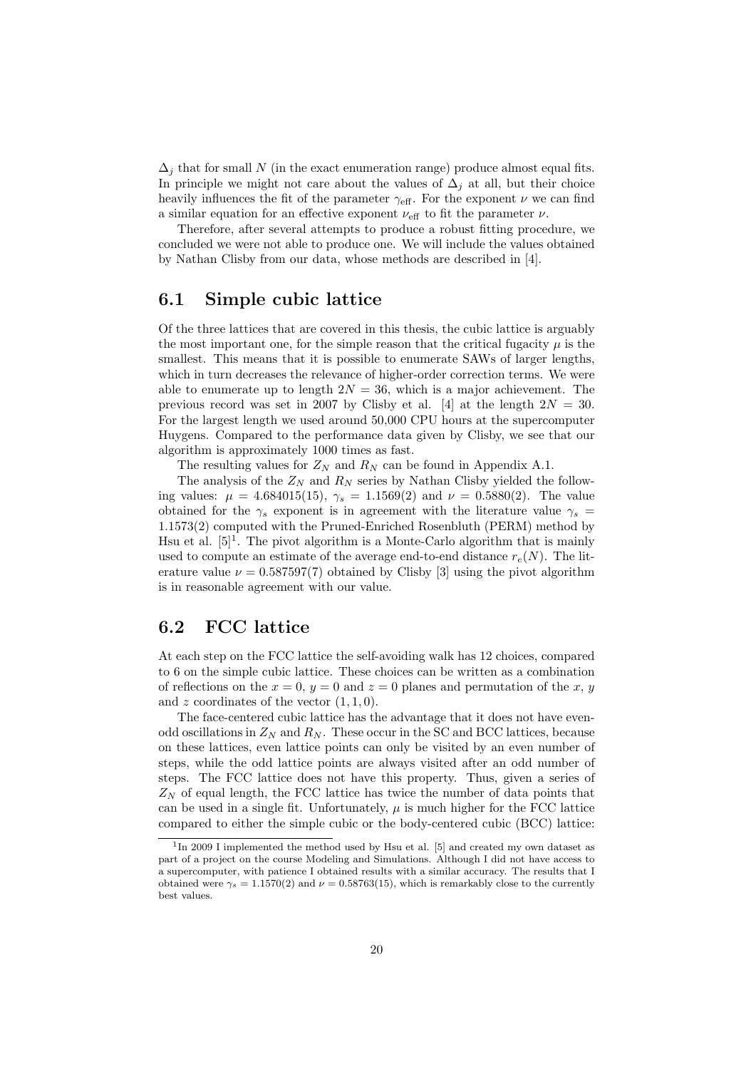$\Delta_j$ that for small $N$ (in the exact enumeration range) produce almost equal fits. In principle we might not care about the values of $\Delta_j$ at all, but their choice heavily influences the fit of the parameter $\gamma_{\text{eff}}$. For the exponent $\nu$ we can find a similar equation for an effective exponent $\nu_{\text{eff}}$ to fit the parameter $\nu$.

Therefore, after several attempts to produce a robust fitting procedure, we concluded we were not able to produce one. We will include the values obtained by Nathan Clisby from our data, whose methods are described in [4].

## 6.1 Simple cubic lattice

Of the three lattices that are covered in this thesis, the cubic lattice is arguably the most important one, for the simple reason that the critical fugacity $\mu$ is the smallest. This means that it is possible to enumerate SAWs of larger lengths, which in turn decreases the relevance of higher-order correction terms. We were able to enumerate up to length $2N = 36$, which is a major achievement. The previous record was set in 2007 by Clisby et al. [4] at the length $2N = 30$. For the largest length we used around 50,000 CPU hours at the supercomputer Huygens. Compared to the performance data given by Clisby, we see that our algorithm is approximately 1000 times as fast.

The resulting values for $Z_N$ and $R_N$ can be found in Appendix A.1.

The analysis of the $Z_N$ and $R_N$ series by Nathan Clisby yielded the following values: $\mu = 4.684015(15)$, $\gamma_s = 1.1569(2)$ and $\nu = 0.5880(2)$. The value obtained for the $\gamma_s$ exponent is in agreement with the literature value $\gamma_s = 1.1573(2)$ computed with the Pruned-Enriched Rosenbluth (PERM) method by Hsu et al. [5][1]. The pivot algorithm is a Monte-Carlo algorithm that is mainly used to compute an estimate of the average end-to-end distance $r_e(N)$. The literature value $\nu = 0.587597(7)$ obtained by Clisby [3] using the pivot algorithm is in reasonable agreement with our value.

## 6.2 FCC lattice

At each step on the FCC lattice the self-avoiding walk has 12 choices, compared to 6 on the simple cubic lattice. These choices can be written as a combination of reflections on the $x = 0$, $y = 0$ and $z = 0$ planes and permutation of the $x$, $y$ and $z$ coordinates of the vector $(1, 1, 0)$.

The face-centered cubic lattice has the advantage that it does not have even-odd oscillations in $Z_N$ and $R_N$. These occur in the SC and BCC lattices, because on these lattices, even lattice points can only be visited by an even number of steps, while the odd lattice points are always visited after an odd number of steps. The FCC lattice does not have this property. Thus, given a series of $Z_N$ of equal length, the FCC lattice has twice the number of data points that can be used in a single fit. Unfortunately, $\mu$ is much higher for the FCC lattice compared to either the simple cubic or the body-centered cubic (BCC) lattice:

[1] In 2009 I implemented the method used by Hsu et al. [5] and created my own dataset as part of a project on the course Modeling and Simulations. Although I did not have access to a supercomputer, with patience I obtained results with a similar accuracy. The results that I obtained were $\gamma_s = 1.1570(2)$ and $\nu = 0.58763(15)$, which is remarkably close to the currently best values.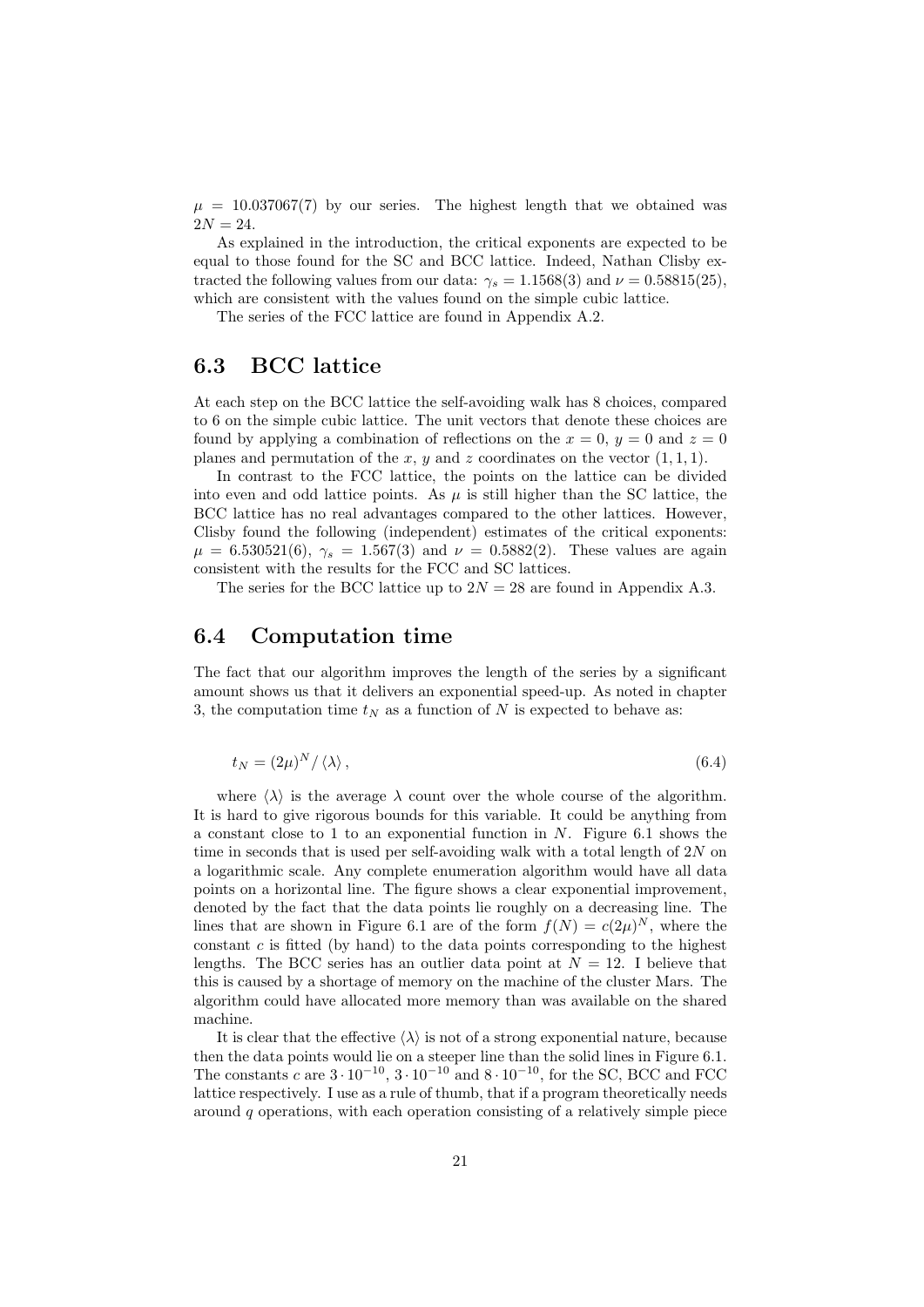$\mu = 10.037067(7)$ by our series. The highest length that we obtained was $2N = 24$.

As explained in the introduction, the critical exponents are expected to be equal to those found for the SC and BCC lattice. Indeed, Nathan Clisby extracted the following values from our data: $\gamma_s = 1.1568(3)$ and $\nu = 0.58815(25)$, which are consistent with the values found on the simple cubic lattice.

The series of the FCC lattice are found in Appendix A.2.

## 6.3 BCC lattice

At each step on the BCC lattice the self-avoiding walk has 8 choices, compared to 6 on the simple cubic lattice. The unit vectors that denote these choices are found by applying a combination of reflections on the $x = 0$, $y = 0$ and $z = 0$ planes and permutation of the $x$, $y$ and $z$ coordinates on the vector $(1, 1, 1)$.

In contrast to the FCC lattice, the points on the lattice can be divided into even and odd lattice points. As $\mu$ is still higher than the SC lattice, the BCC lattice has no real advantages compared to the other lattices. However, Clisby found the following (independent) estimates of the critical exponents: $\mu = 6.530521(6)$, $\gamma_s = 1.567(3)$ and $\nu = 0.5882(2)$. These values are again consistent with the results for the FCC and SC lattices.

The series for the BCC lattice up to $2N = 28$ are found in Appendix A.3.

## 6.4 Computation time

The fact that our algorithm improves the length of the series by a significant amount shows us that it delivers an exponential speed-up. As noted in chapter 3, the computation time $t_N$ as a function of $N$ is expected to behave as:

$$t_N = (2\mu)^N / \langle\lambda\rangle , \tag{6.4}$$

where $\langle\lambda\rangle$ is the average $\lambda$ count over the whole course of the algorithm. It is hard to give rigorous bounds for this variable. It could be anything from a constant close to 1 to an exponential function in $N$. Figure 6.1 shows the time in seconds that is used per self-avoiding walk with a total length of $2N$ on a logarithmic scale. Any complete enumeration algorithm would have all data points on a horizontal line. The figure shows a clear exponential improvement, denoted by the fact that the data points lie roughly on a decreasing line. The lines that are shown in Figure 6.1 are of the form $f(N) = c(2\mu)^N$, where the constant $c$ is fitted (by hand) to the data points corresponding to the highest lengths. The BCC series has an outlier data point at $N = 12$. I believe that this is caused by a shortage of memory on the machine of the cluster Mars. The algorithm could have allocated more memory than was available on the shared machine.

It is clear that the effective $\langle\lambda\rangle$ is not of a strong exponential nature, because then the data points would lie on a steeper line than the solid lines in Figure 6.1. The constants $c$ are $3 \cdot 10^{-10}$, $3 \cdot 10^{-10}$ and $8 \cdot 10^{-10}$, for the SC, BCC and FCC lattice respectively. I use as a rule of thumb, that if a program theoretically needs around $q$ operations, with each operation consisting of a relatively simple piece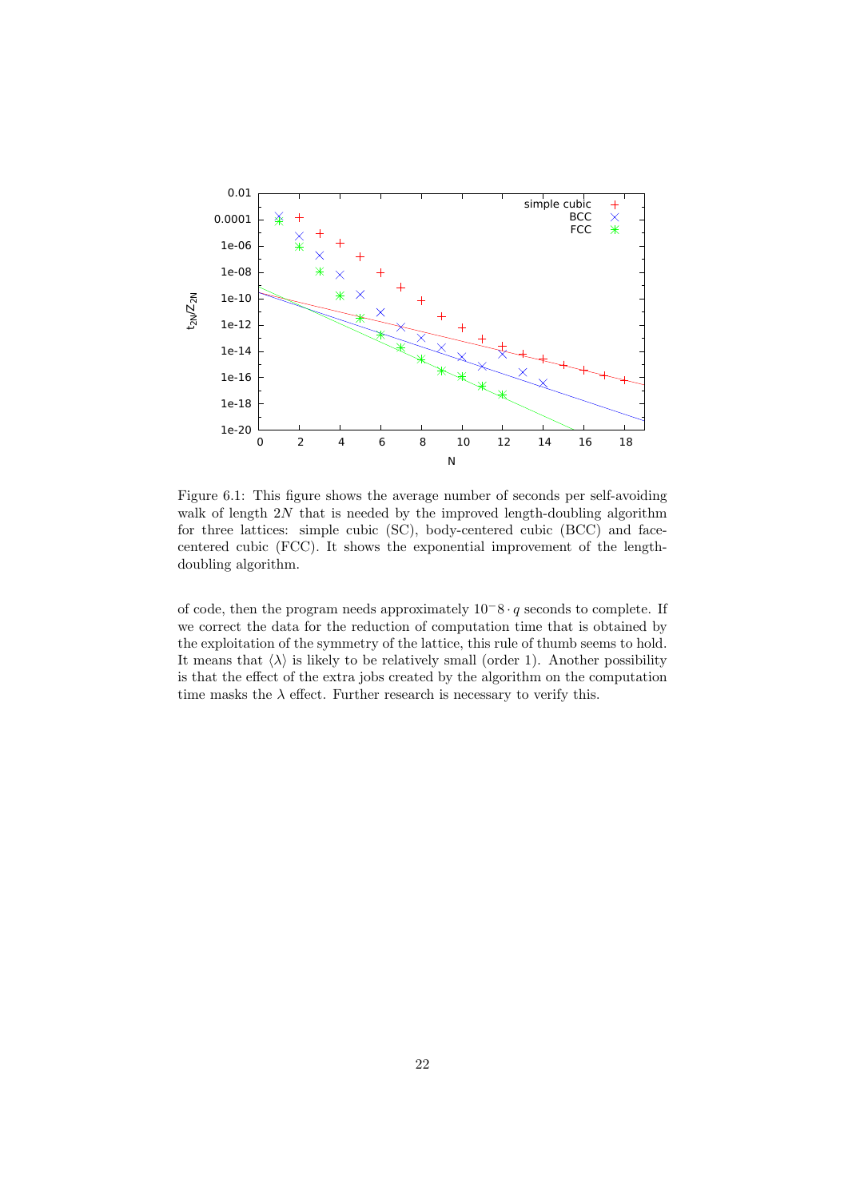Figure 6.1: This figure shows the average number of seconds per self-avoiding walk of length $2N$ that is needed by the improved length-doubling algorithm for three lattices: simple cubic (SC), body-centered cubic (BCC) and face-centered cubic (FCC). It shows the exponential improvement of the length-doubling algorithm.

of code, then the program needs approximately $10^{-}8 \cdot q$ seconds to complete. If we correct the data for the reduction of computation time that is obtained by the exploitation of the symmetry of the lattice, this rule of thumb seems to hold. It means that $\langle \lambda \rangle$ is likely to be relatively small (order 1). Another possibility is that the effect of the extra jobs created by the algorithm on the computation time masks the $\lambda$ effect. Further research is necessary to verify this.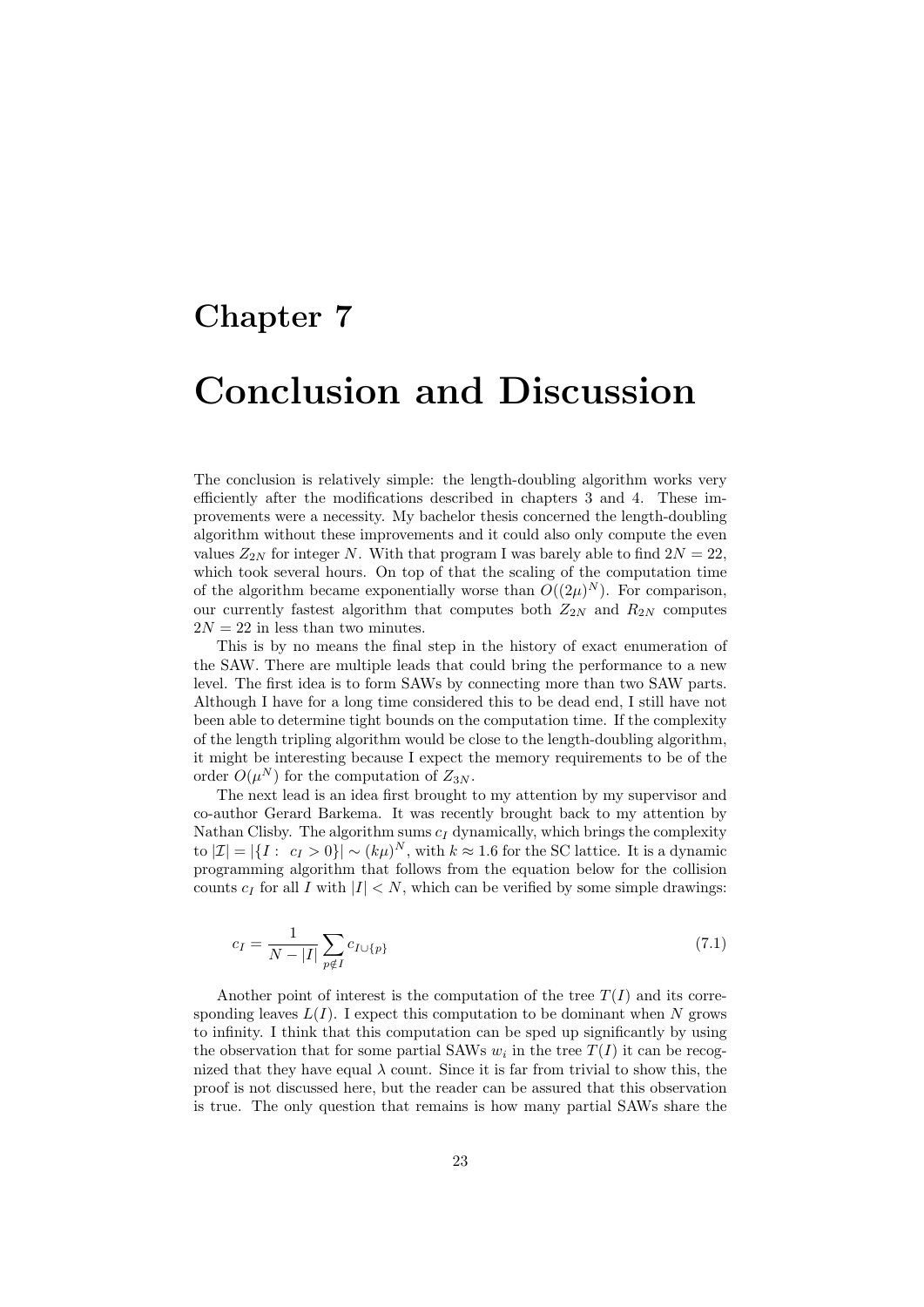# Chapter 7

# Conclusion and Discussion

The conclusion is relatively simple: the length-doubling algorithm works very efficiently after the modifications described in chapters 3 and 4. These improvements were a necessity. My bachelor thesis concerned the length-doubling algorithm without these improvements and it could also only compute the even values $Z_{2N}$ for integer $N$. With that program I was barely able to find $2N = 22$, which took several hours. On top of that the scaling of the computation time of the algorithm became exponentially worse than $O((2\mu)^N)$. For comparison, our currently fastest algorithm that computes both $Z_{2N}$ and $R_{2N}$ computes $2N = 22$ in less than two minutes.

This is by no means the final step in the history of exact enumeration of the SAW. There are multiple leads that could bring the performance to a new level. The first idea is to form SAWs by connecting more than two SAW parts. Although I have for a long time considered this to be dead end, I still have not been able to determine tight bounds on the computation time. If the complexity of the length tripling algorithm would be close to the length-doubling algorithm, it might be interesting because I expect the memory requirements to be of the order $O(\mu^N)$ for the computation of $Z_{3N}$.

The next lead is an idea first brought to my attention by my supervisor and co-author Gerard Barkema. It was recently brought back to my attention by Nathan Clisby. The algorithm sums $c_I$ dynamically, which brings the complexity to $|\mathcal{I}| = |\{I : \ c_I > 0\}| \sim (k\mu)^N$, with $k \approx 1.6$ for the SC lattice. It is a dynamic programming algorithm that follows from the equation below for the collision counts $c_I$ for all $I$ with $|I| < N$, which can be verified by some simple drawings:

$$c_I = \frac{1}{N - |I|} \sum_{p \notin I} c_{I \cup \{p\}} \tag{7.1}$$

Another point of interest is the computation of the tree $T(I)$ and its corresponding leaves $L(I)$. I expect this computation to be dominant when $N$ grows to infinity. I think that this computation can be sped up significantly by using the observation that for some partial SAWs $w_i$ in the tree $T(I)$ it can be recognized that they have equal $\lambda$ count. Since it is far from trivial to show this, the proof is not discussed here, but the reader can be assured that this observation is true. The only question that remains is how many partial SAWs share the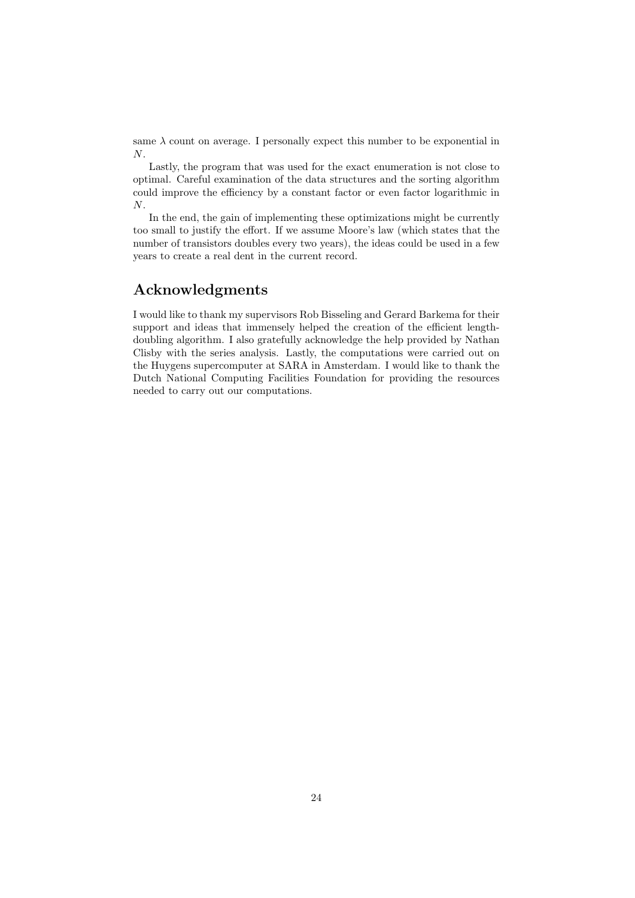same $\lambda$ count on average. I personally expect this number to be exponential in $N$.

Lastly, the program that was used for the exact enumeration is not close to optimal. Careful examination of the data structures and the sorting algorithm could improve the efficiency by a constant factor or even factor logarithmic in $N$.

In the end, the gain of implementing these optimizations might be currently too small to justify the effort. If we assume Moore's law (which states that the number of transistors doubles every two years), the ideas could be used in a few years to create a real dent in the current record.

## Acknowledgments

I would like to thank my supervisors Rob Bisseling and Gerard Barkema for their support and ideas that immensely helped the creation of the efficient length-doubling algorithm. I also gratefully acknowledge the help provided by Nathan Clisby with the series analysis. Lastly, the computations were carried out on the Huygens supercomputer at SARA in Amsterdam. I would like to thank the Dutch National Computing Facilities Foundation for providing the resources needed to carry out our computations.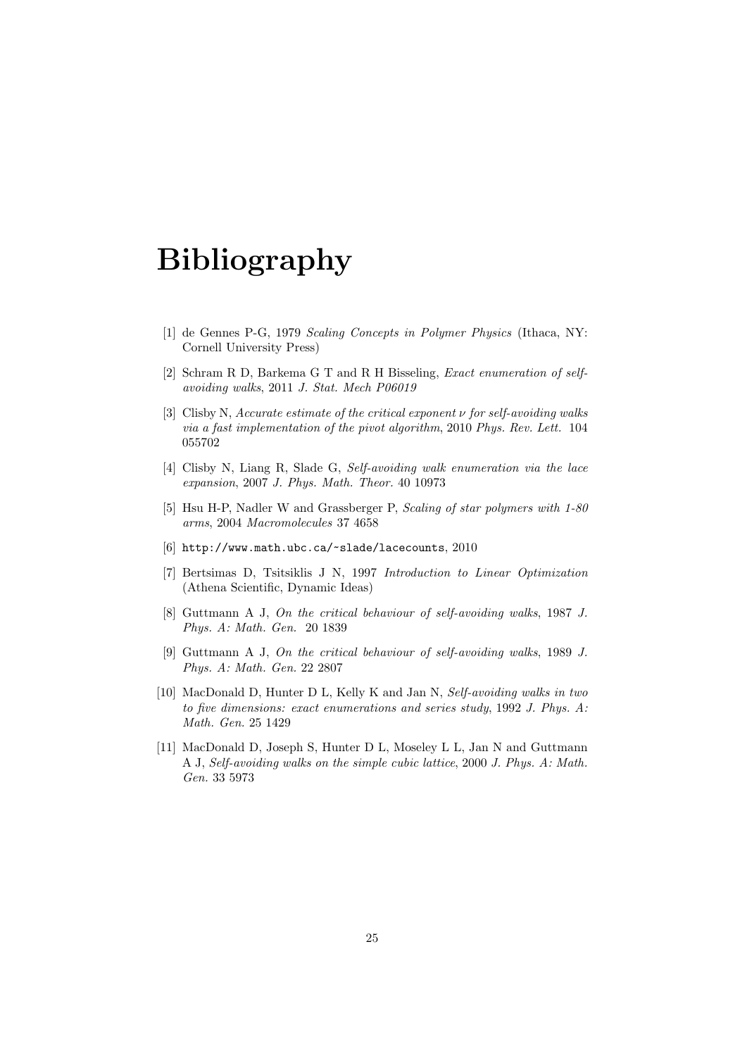# Bibliography

[1] de Gennes P-G, 1979 *Scaling Concepts in Polymer Physics* (Ithaca, NY: Cornell University Press)

[2] Schram R D, Barkema G T and R H Bisseling, *Exact enumeration of self-avoiding walks*, 2011 *J. Stat. Mech P06019*

[3] Clisby N, *Accurate estimate of the critical exponent $\nu$ for self-avoiding walks via a fast implementation of the pivot algorithm*, 2010 *Phys. Rev. Lett.* 104 055702

[4] Clisby N, Liang R, Slade G, *Self-avoiding walk enumeration via the lace expansion*, 2007 *J. Phys. Math. Theor.* 40 10973

[5] Hsu H-P, Nadler W and Grassberger P, *Scaling of star polymers with 1-80 arms*, 2004 *Macromolecules* 37 4658

[6] `http://www.math.ubc.ca/~slade/lacecounts`, 2010

[7] Bertsimas D, Tsitsiklis J N, 1997 *Introduction to Linear Optimization* (Athena Scientific, Dynamic Ideas)

[8] Guttmann A J, *On the critical behaviour of self-avoiding walks*, 1987 *J. Phys. A: Math. Gen.* 20 1839

[9] Guttmann A J, *On the critical behaviour of self-avoiding walks*, 1989 *J. Phys. A: Math. Gen.* 22 2807

[10] MacDonald D, Hunter D L, Kelly K and Jan N, *Self-avoiding walks in two to five dimensions: exact enumerations and series study*, 1992 *J. Phys. A: Math. Gen.* 25 1429

[11] MacDonald D, Joseph S, Hunter D L, Moseley L L, Jan N and Guttmann A J, *Self-avoiding walks on the simple cubic lattice*, 2000 *J. Phys. A: Math. Gen.* 33 5973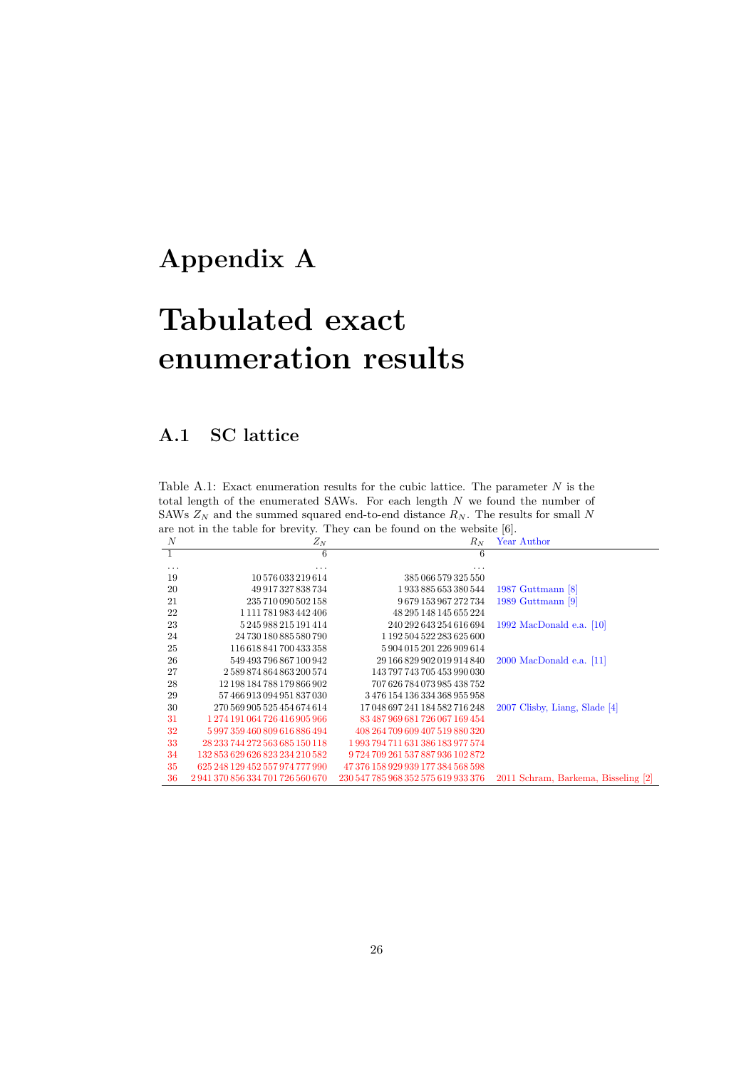# Appendix A

# Tabulated exact enumeration results

## A.1 SC lattice

Table A.1: Exact enumeration results for the cubic lattice. The parameter $N$ is the total length of the enumerated SAWs. For each length $N$ we found the number of SAWs $Z_N$ and the summed squared end-to-end distance $R_N$. The results for small $N$ are not in the table for brevity. They can be found on the website [6].

| $N$ | $Z_N$ | $R_N$ | Year Author |
|---|---|---|---|
| 1 | 6 | 6 | |
| ... | ... | ... | |
| 19 | 10 576 033 219 614 | 385 066 579 325 550 | |
| 20 | 49 917 327 838 734 | 1 933 885 653 380 544 | 1987 Guttmann [8] |
| 21 | 235 710 090 502 158 | 9 679 153 967 272 734 | 1989 Guttmann [9] |
| 22 | 1 111 781 983 442 406 | 48 295 148 145 655 224 | |
| 23 | 5 245 988 215 191 414 | 240 292 643 254 616 694 | 1992 MacDonald e.a. [10] |
| 24 | 24 730 180 885 580 790 | 1 192 504 522 283 625 600 | |
| 25 | 116 618 841 700 433 358 | 5 904 015 201 226 909 614 | |
| 26 | 549 493 796 867 100 942 | 29 166 829 902 019 914 840 | 2000 MacDonald e.a. [11] |
| 27 | 2 589 874 864 863 200 574 | 143 797 743 705 453 990 030 | |
| 28 | 12 198 184 788 179 866 902 | 707 626 784 073 985 438 752 | |
| 29 | 57 466 913 094 951 837 030 | 3 476 154 136 334 368 955 958 | |
| 30 | 270 569 905 525 454 674 614 | 17 048 697 241 184 582 716 248 | 2007 Clisby, Liang, Slade [4] |
| 31 | 1 274 191 064 726 416 905 966 | 83 487 969 681 726 067 169 454 | |
| 32 | 5 997 359 460 809 616 886 494 | 408 264 709 609 407 519 880 320 | |
| 33 | 28 233 744 272 563 685 150 118 | 1 993 794 711 631 386 183 977 574 | |
| 34 | 132 853 629 626 823 234 210 582 | 9 724 709 261 537 887 936 102 872 | |
| 35 | 625 248 129 452 557 974 777 990 | 47 376 158 929 939 177 384 568 598 | |
| 36 | 2 941 370 856 334 701 726 560 670 | 230 547 785 968 352 575 619 933 376 | 2011 Schram, Barkema, Bisseling [2] |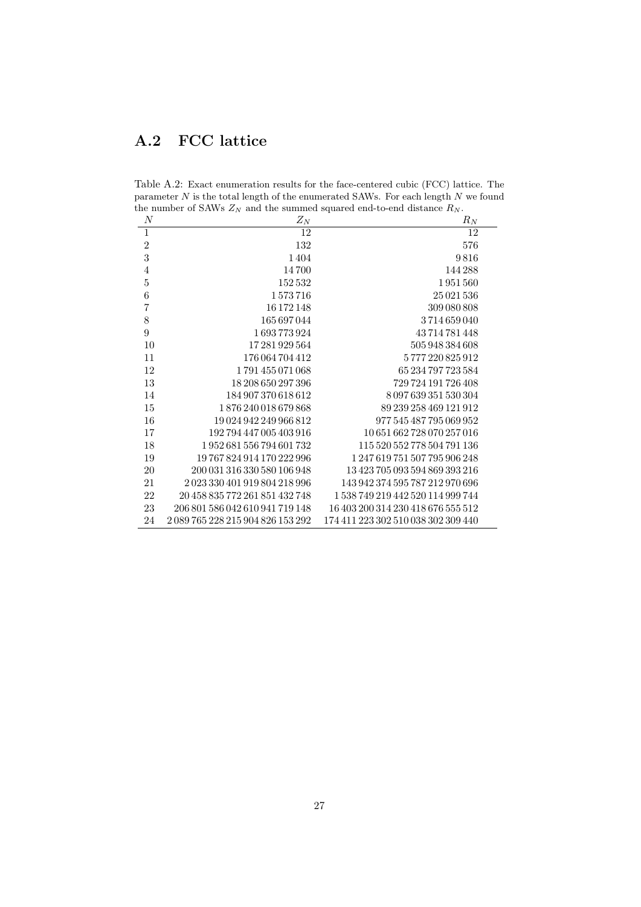## A.2 FCC lattice

Table A.2: Exact enumeration results for the face-centered cubic (FCC) lattice. The parameter $N$ is the total length of the enumerated SAWs. For each length $N$ we found the number of SAWs $Z_N$ and the summed squared end-to-end distance $R_N$.

| $N$ | $Z_N$ | $R_N$ |
|---|---:|---:|
| 1 | 12 | 12 |
| 2 | 132 | 576 |
| 3 | 1 404 | 9 816 |
| 4 | 14 700 | 144 288 |
| 5 | 152 532 | 1 951 560 |
| 6 | 1 573 716 | 25 021 536 |
| 7 | 16 172 148 | 309 080 808 |
| 8 | 165 697 044 | 3 714 659 040 |
| 9 | 1 693 773 924 | 43 714 781 448 |
| 10 | 17 281 929 564 | 505 948 384 608 |
| 11 | 176 064 704 412 | 5 777 220 825 912 |
| 12 | 1 791 455 071 068 | 65 234 797 723 584 |
| 13 | 18 208 650 297 396 | 729 724 191 726 408 |
| 14 | 184 907 370 618 612 | 8 097 639 351 530 304 |
| 15 | 1 876 240 018 679 868 | 89 239 258 469 121 912 |
| 16 | 19 024 942 249 966 812 | 977 545 487 795 069 952 |
| 17 | 192 794 447 005 403 916 | 10 651 662 728 070 257 016 |
| 18 | 1 952 681 556 794 601 732 | 115 520 552 778 504 791 136 |
| 19 | 19 767 824 914 170 222 996 | 1 247 619 751 507 795 906 248 |
| 20 | 200 031 316 330 580 106 948 | 13 423 705 093 594 869 393 216 |
| 21 | 2 023 330 401 919 804 218 996 | 143 942 374 595 787 212 970 696 |
| 22 | 20 458 835 772 261 851 432 748 | 1 538 749 219 442 520 114 999 744 |
| 23 | 206 801 586 042 610 941 719 148 | 16 403 200 314 230 418 676 555 512 |
| 24 | 2 089 765 228 215 904 826 153 292 | 174 411 223 302 510 038 302 309 440 |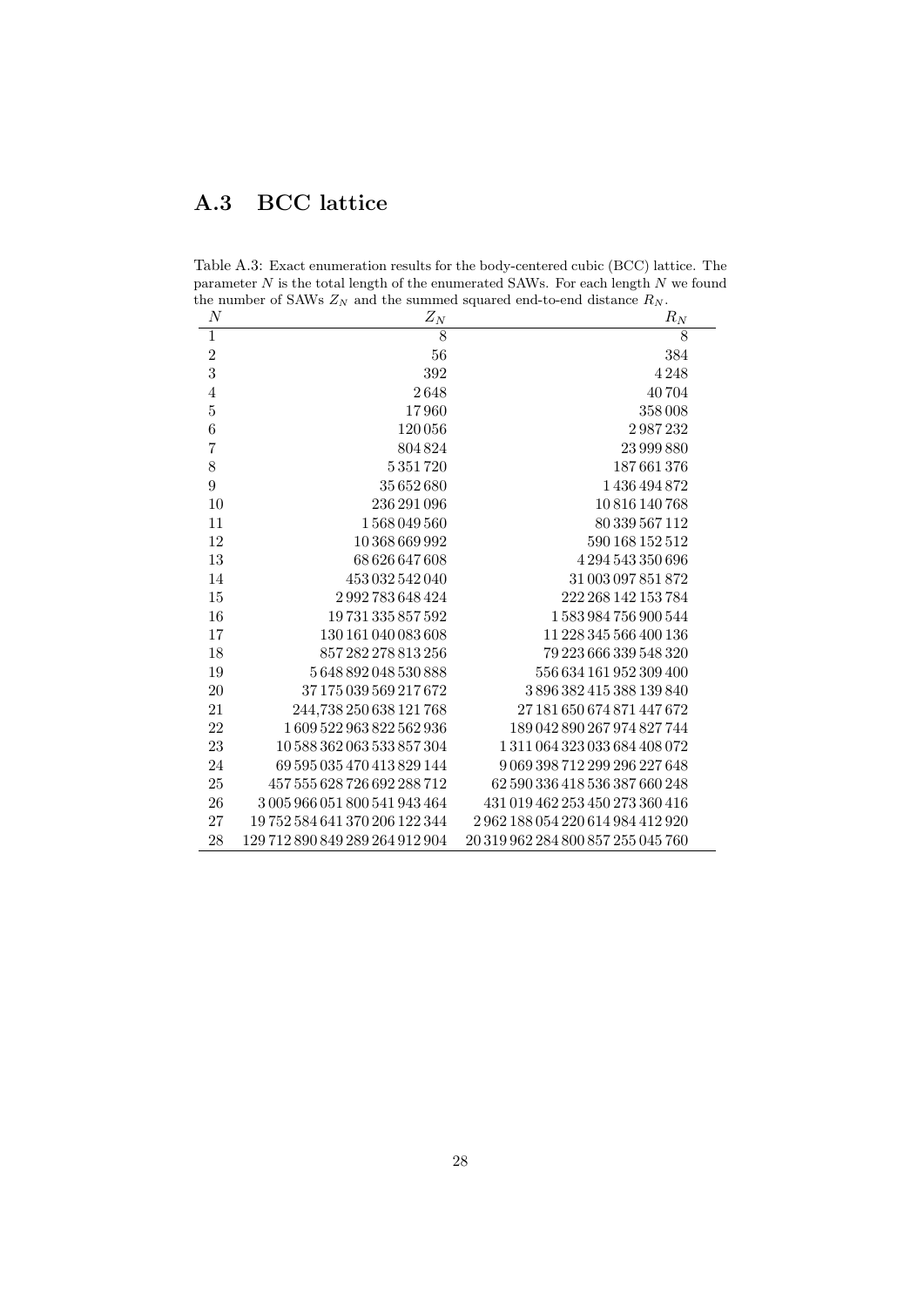## A.3 BCC lattice

Table A.3: Exact enumeration results for the body-centered cubic (BCC) lattice. The parameter $N$ is the total length of the enumerated SAWs. For each length $N$ we found the number of SAWs $Z_N$ and the summed squared end-to-end distance $R_N$.

| $N$ | $Z_N$ | $R_N$ |
|---|---|---|
| 1 | 8 | 8 |
| 2 | 56 | 384 |
| 3 | 392 | 4 248 |
| 4 | 2 648 | 40 704 |
| 5 | 17 960 | 358 008 |
| 6 | 120 056 | 2 987 232 |
| 7 | 804 824 | 23 999 880 |
| 8 | 5 351 720 | 187 661 376 |
| 9 | 35 652 680 | 1 436 494 872 |
| 10 | 236 291 096 | 10 816 140 768 |
| 11 | 1 568 049 560 | 80 339 567 112 |
| 12 | 10 368 669 992 | 590 168 152 512 |
| 13 | 68 626 647 608 | 4 294 543 350 696 |
| 14 | 453 032 542 040 | 31 003 097 851 872 |
| 15 | 2 992 783 648 424 | 222 268 142 153 784 |
| 16 | 19 731 335 857 592 | 1 583 984 756 900 544 |
| 17 | 130 161 040 083 608 | 11 228 345 566 400 136 |
| 18 | 857 282 278 813 256 | 79 223 666 339 548 320 |
| 19 | 5 648 892 048 530 888 | 556 634 161 952 309 400 |
| 20 | 37 175 039 569 217 672 | 3 896 382 415 388 139 840 |
| 21 | 244,738 250 638 121 768 | 27 181 650 674 871 447 672 |
| 22 | 1 609 522 963 822 562 936 | 189 042 890 267 974 827 744 |
| 23 | 10 588 362 063 533 857 304 | 1 311 064 323 033 684 408 072 |
| 24 | 69 595 035 470 413 829 144 | 9 069 398 712 299 296 227 648 |
| 25 | 457 555 628 726 692 288 712 | 62 590 336 418 536 387 660 248 |
| 26 | 3 005 966 051 800 541 943 464 | 431 019 462 253 450 273 360 416 |
| 27 | 19 752 584 641 370 206 122 344 | 2 962 188 054 220 614 984 412 920 |
| 28 | 129 712 890 849 289 264 912 904 | 20 319 962 284 800 857 255 045 760 |